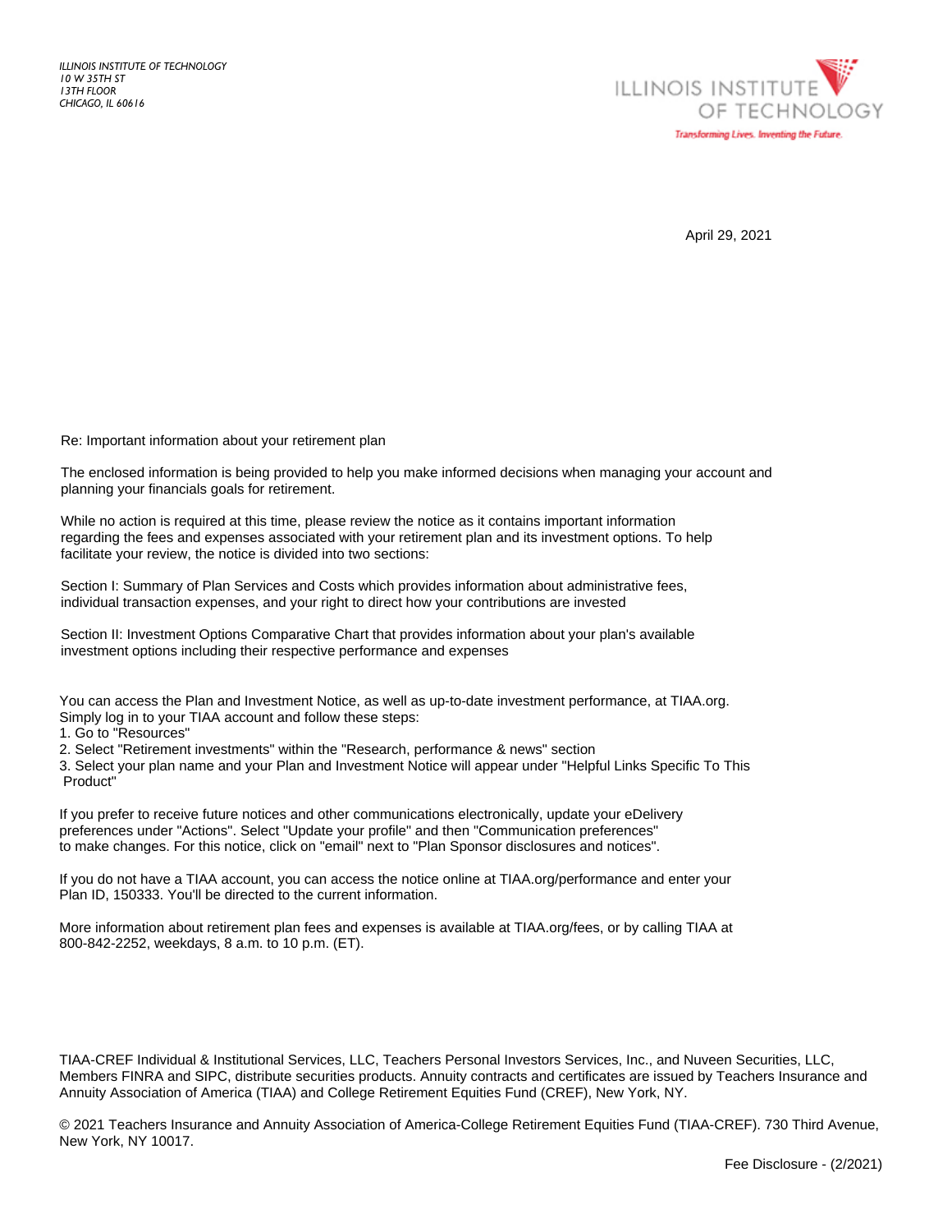*ILLINOIS INSTITUTE OF TECHNOLOGY*
*10 W 35TH ST*
*13TH FLOOR*
*CHICAGO, IL 60616*

ILLINOIS INSTITUTE OF TECHNOLOGY

*Transforming Lives. Inventing the Future.*

April 29, 2021

Re: Important information about your retirement plan

The enclosed information is being provided to help you make informed decisions when managing your account and planning your financials goals for retirement.

While no action is required at this time, please review the notice as it contains important information regarding the fees and expenses associated with your retirement plan and its investment options. To help facilitate your review, the notice is divided into two sections:

Section I: Summary of Plan Services and Costs which provides information about administrative fees, individual transaction expenses, and your right to direct how your contributions are invested

Section II: Investment Options Comparative Chart that provides information about your plan's available investment options including their respective performance and expenses

You can access the Plan and Investment Notice, as well as up-to-date investment performance, at TIAA.org. Simply log in to your TIAA account and follow these steps:

1. Go to "Resources"
2. Select "Retirement investments" within the "Research, performance & news" section
3. Select your plan name and your Plan and Investment Notice will appear under "Helpful Links Specific To This Product"

If you prefer to receive future notices and other communications electronically, update your eDelivery preferences under "Actions". Select "Update your profile" and then "Communication preferences" to make changes. For this notice, click on "email" next to "Plan Sponsor disclosures and notices".

If you do not have a TIAA account, you can access the notice online at TIAA.org/performance and enter your Plan ID, 150333. You'll be directed to the current information.

More information about retirement plan fees and expenses is available at TIAA.org/fees, or by calling TIAA at 800-842-2252, weekdays, 8 a.m. to 10 p.m. (ET).

TIAA-CREF Individual & Institutional Services, LLC, Teachers Personal Investors Services, Inc., and Nuveen Securities, LLC, Members FINRA and SIPC, distribute securities products. Annuity contracts and certificates are issued by Teachers Insurance and Annuity Association of America (TIAA) and College Retirement Equities Fund (CREF), New York, NY.

© 2021 Teachers Insurance and Annuity Association of America-College Retirement Equities Fund (TIAA-CREF). 730 Third Avenue, New York, NY 10017.

Fee Disclosure - (2/2021)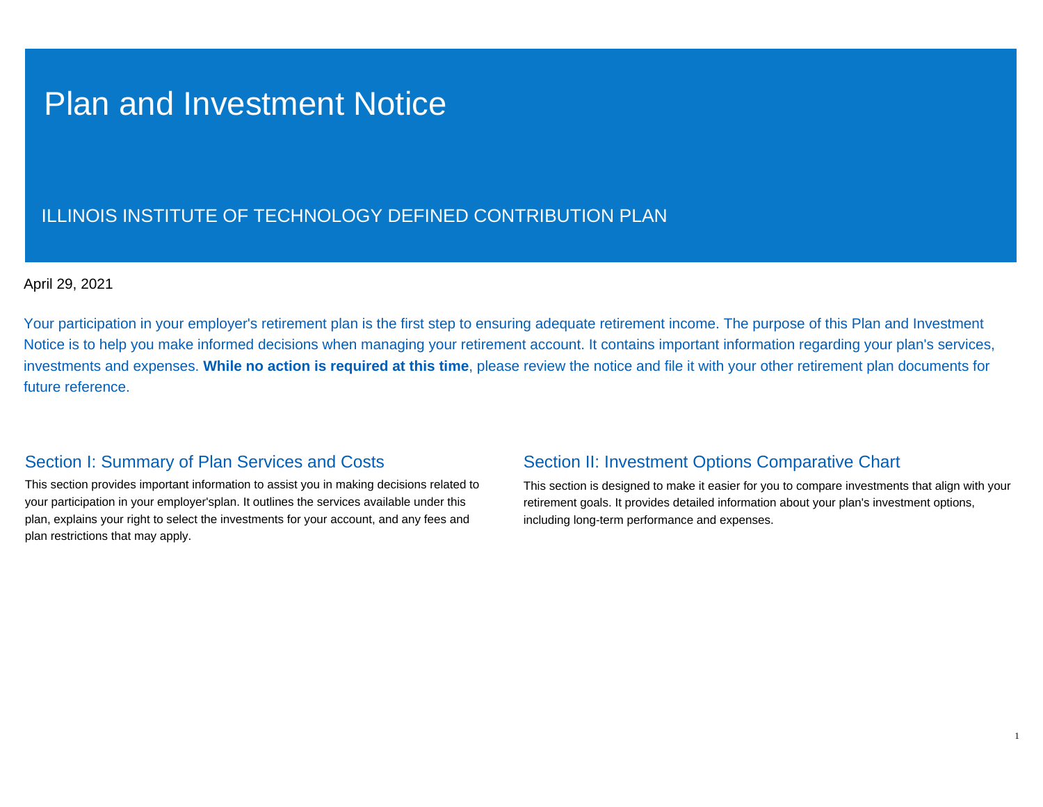# Plan and Investment Notice

ILLINOIS INSTITUTE OF TECHNOLOGY DEFINED CONTRIBUTION PLAN

April 29, 2021

Your participation in your employer's retirement plan is the first step to ensuring adequate retirement income. The purpose of this Plan and Investment Notice is to help you make informed decisions when managing your retirement account. It contains important information regarding your plan's services, investments and expenses. **While no action is required at this time**, please review the notice and file it with your other retirement plan documents for future reference.

## Section I: Summary of Plan Services and Costs

This section provides important information to assist you in making decisions related to your participation in your employer'splan. It outlines the services available under this plan, explains your right to select the investments for your account, and any fees and plan restrictions that may apply.

## Section II: Investment Options Comparative Chart

This section is designed to make it easier for you to compare investments that align with your retirement goals. It provides detailed information about your plan's investment options, including long-term performance and expenses.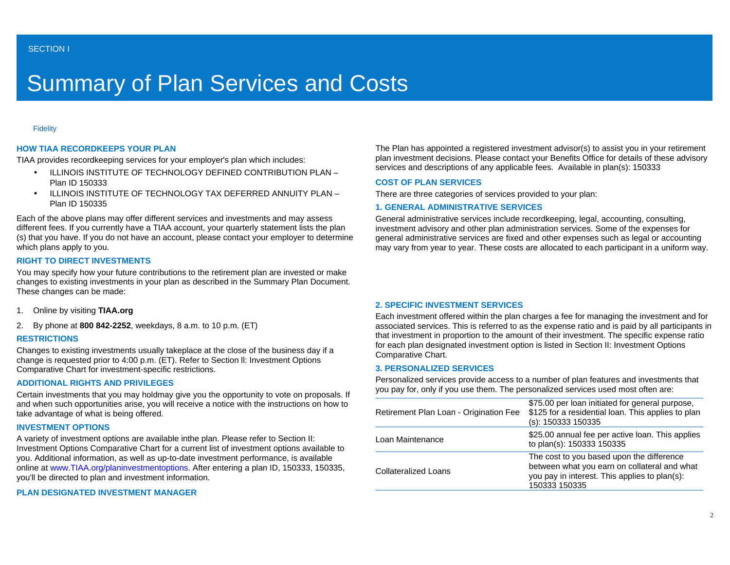SECTION I

# Summary of Plan Services and Costs

Fidelity

### HOW TIAA RECORDKEEPS YOUR PLAN

TIAA provides recordkeeping services for your employer's plan which includes:

- ILLINOIS INSTITUTE OF TECHNOLOGY DEFINED CONTRIBUTION PLAN – Plan ID 150333
- ILLINOIS INSTITUTE OF TECHNOLOGY TAX DEFERRED ANNUITY PLAN – Plan ID 150335

Each of the above plans may offer different services and investments and may assess different fees. If you currently have a TIAA account, your quarterly statement lists the plan (s) that you have. If you do not have an account, please contact your employer to determine which plans apply to you.

### RIGHT TO DIRECT INVESTMENTS

You may specify how your future contributions to the retirement plan are invested or make changes to existing investments in your plan as described in the Summary Plan Document. These changes can be made:

1. Online by visiting **TIAA.org**
2. By phone at **800 842-2252**, weekdays, 8 a.m. to 10 p.m. (ET)

### RESTRICTIONS

Changes to existing investments usually takeplace at the close of the business day if a change is requested prior to 4:00 p.m. (ET). Refer to Section ll: Investment Options Comparative Chart for investment-specific restrictions.

### ADDITIONAL RIGHTS AND PRIVILEGES

Certain investments that you may holdmay give you the opportunity to vote on proposals. If and when such opportunities arise, you will receive a notice with the instructions on how to take advantage of what is being offered.

### INVESTMENT OPTIONS

A variety of investment options are available inthe plan. Please refer to Section II: Investment Options Comparative Chart for a current list of investment options available to you. Additional information, as well as up-to-date investment performance, is available online at www.TIAA.org/planinvestmentoptions. After entering a plan ID, 150333, 150335, you'll be directed to plan and investment information.

### PLAN DESIGNATED INVESTMENT MANAGER

The Plan has appointed a registered investment advisor(s) to assist you in your retirement plan investment decisions. Please contact your Benefits Office for details of these advisory services and descriptions of any applicable fees.  Available in plan(s): 150333

### COST OF PLAN SERVICES

There are three categories of services provided to your plan:

### 1. GENERAL ADMINISTRATIVE SERVICES

General administrative services include recordkeeping, legal, accounting, consulting, investment advisory and other plan administration services. Some of the expenses for general administrative services are fixed and other expenses such as legal or accounting may vary from year to year. These costs are allocated to each participant in a uniform way.

### 2. SPECIFIC INVESTMENT SERVICES

Each investment offered within the plan charges a fee for managing the investment and for associated services. This is referred to as the expense ratio and is paid by all participants in that investment in proportion to the amount of their investment. The specific expense ratio for each plan designated investment option is listed in Section II: Investment Options Comparative Chart.

### 3. PERSONALIZED SERVICES

Personalized services provide access to a number of plan features and investments that you pay for, only if you use them. The personalized services used most often are:

| | |
|---|---|
| Retirement Plan Loan - Origination Fee | $75.00 per loan initiated for general purpose, $125 for a residential loan. This applies to plan (s): 150333 150335 |
| Loan Maintenance | $25.00 annual fee per active loan. This applies to plan(s): 150333 150335 |
| Collateralized Loans | The cost to you based upon the difference between what you earn on collateral and what you pay in interest. This applies to plan(s): 150333 150335 |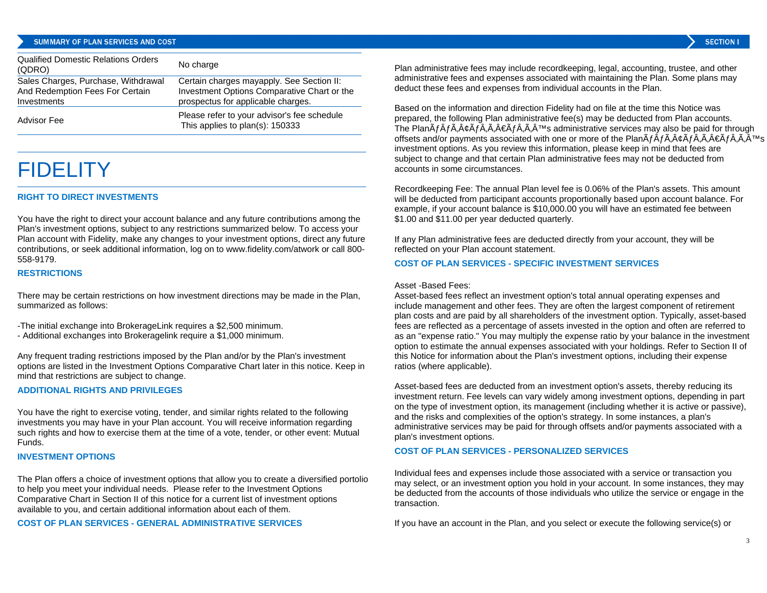| | |
|---|---|
| Qualified Domestic Relations Orders (QDRO) | No charge |
| Sales Charges, Purchase, Withdrawal And Redemption Fees For Certain Investments | Certain charges mayapply. See Section II: Investment Options Comparative Chart or the prospectus for applicable charges. |
| Advisor Fee | Please refer to your advisor's fee schedule This applies to plan(s): 150333 |

# FIDELITY

### RIGHT TO DIRECT INVESTMENTS

You have the right to direct your account balance and any future contributions among the Plan's investment options, subject to any restrictions summarized below. To access your Plan account with Fidelity, make any changes to your investment options, direct any future contributions, or seek additional information, log on to www.fidelity.com/atwork or call 800-558-9179.

### RESTRICTIONS

There may be certain restrictions on how investment directions may be made in the Plan, summarized as follows:

-The initial exchange into BrokerageLink requires a $2,500 minimum.
- Additional exchanges into Brokeragelink require a $1,000 minimum.

Any frequent trading restrictions imposed by the Plan and/or by the Plan's investment options are listed in the Investment Options Comparative Chart later in this notice. Keep in mind that restrictions are subject to change.

### ADDITIONAL RIGHTS AND PRIVILEGES

You have the right to exercise voting, tender, and similar rights related to the following investments you may have in your Plan account. You will receive information regarding such rights and how to exercise them at the time of a vote, tender, or other event: Mutual Funds.

### INVESTMENT OPTIONS

The Plan offers a choice of investment options that allow you to create a diversified portolio to help you meet your individual needs. Please refer to the Investment Options Comparative Chart in Section II of this notice for a current list of investment options available to you, and certain additional information about each of them.

### COST OF PLAN SERVICES - GENERAL ADMINISTRATIVE SERVICES

Plan administrative fees may include recordkeeping, legal, accounting, trustee, and other administrative fees and expenses associated with maintaining the Plan. Some plans may deduct these fees and expenses from individual accounts in the Plan.

Based on the information and direction Fidelity had on file at the time this Notice was prepared, the following Plan administrative fee(s) may be deducted from Plan accounts. The PlanÃƒÂƒÃ‚Â¢ÃƒÂ‚Ã‚Â€ÃƒÂ‚Ã‚Â™s administrative services may also be paid for through offsets and/or payments associated with one or more of the PlanÃƒÂƒÃ‚Â¢ÃƒÂ‚Ã‚Â€ÃƒÂ‚Ã‚Â™s investment options. As you review this information, please keep in mind that fees are subject to change and that certain Plan administrative fees may not be deducted from accounts in some circumstances.

Recordkeeping Fee: The annual Plan level fee is 0.06% of the Plan's assets. This amount will be deducted from participant accounts proportionally based upon account balance. For example, if your account balance is $10,000.00 you will have an estimated fee between $1.00 and $11.00 per year deducted quarterly.

If any Plan administrative fees are deducted directly from your account, they will be reflected on your Plan account statement.

### COST OF PLAN SERVICES - SPECIFIC INVESTMENT SERVICES

Asset -Based Fees:
Asset-based fees reflect an investment option's total annual operating expenses and include management and other fees. They are often the largest component of retirement plan costs and are paid by all shareholders of the investment option. Typically, asset-based fees are reflected as a percentage of assets invested in the option and often are referred to as an "expense ratio." You may multiply the expense ratio by your balance in the investment option to estimate the annual expenses associated with your holdings. Refer to Section II of this Notice for information about the Plan's investment options, including their expense ratios (where applicable).

Asset-based fees are deducted from an investment option's assets, thereby reducing its investment return. Fee levels can vary widely among investment options, depending in part on the type of investment option, its management (including whether it is active or passive), and the risks and complexities of the option's strategy. In some instances, a plan's administrative services may be paid for through offsets and/or payments associated with a plan's investment options.

### COST OF PLAN SERVICES - PERSONALIZED SERVICES

Individual fees and expenses include those associated with a service or transaction you may select, or an investment option you hold in your account. In some instances, they may be deducted from the accounts of those individuals who utilize the service or engage in the transaction.

If you have an account in the Plan, and you select or execute the following service(s) or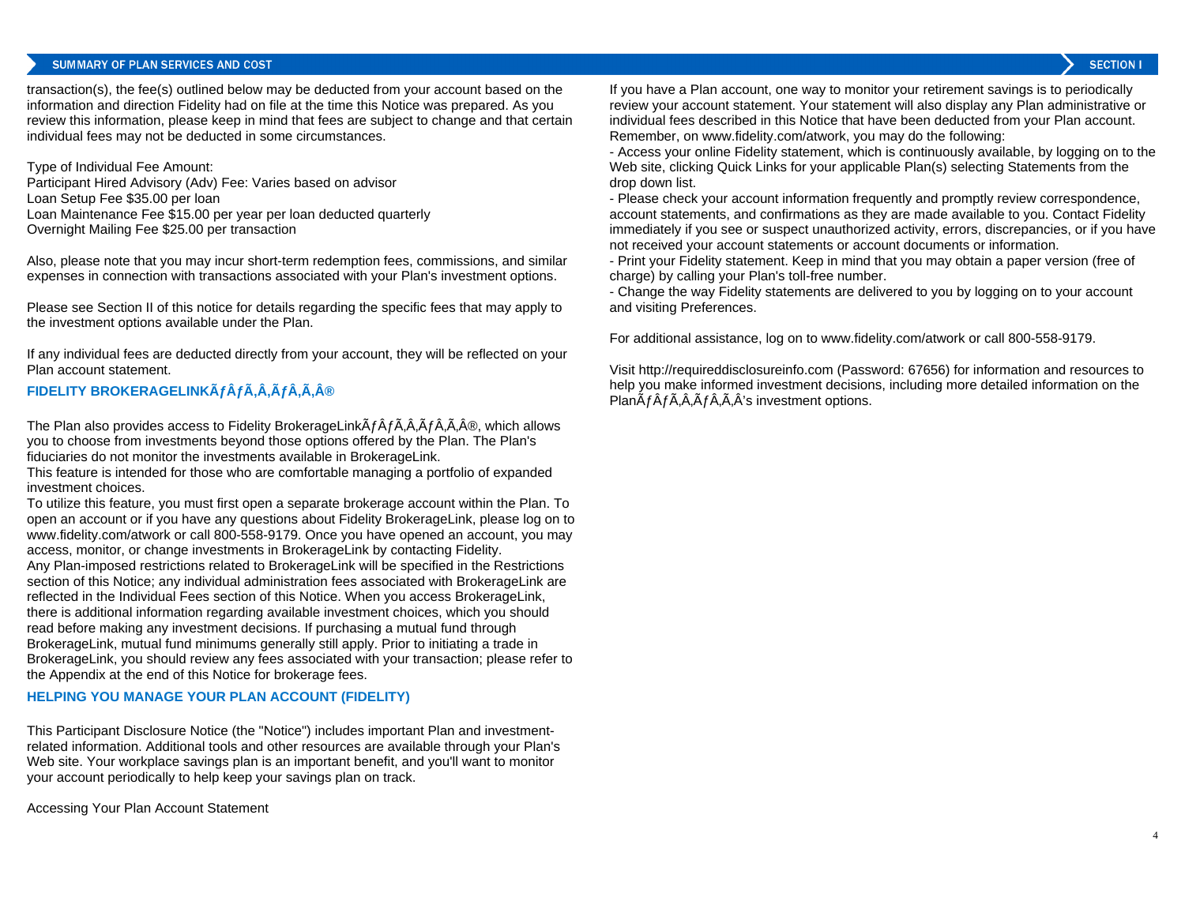transaction(s), the fee(s) outlined below may be deducted from your account based on the information and direction Fidelity had on file at the time this Notice was prepared. As you review this information, please keep in mind that fees are subject to change and that certain individual fees may not be deducted in some circumstances.

Type of Individual Fee Amount:
Participant Hired Advisory (Adv) Fee: Varies based on advisor
Loan Setup Fee $35.00 per loan
Loan Maintenance Fee $15.00 per year per loan deducted quarterly
Overnight Mailing Fee $25.00 per transaction

Also, please note that you may incur short-term redemption fees, commissions, and similar expenses in connection with transactions associated with your Plan's investment options.

Please see Section II of this notice for details regarding the specific fees that may apply to the investment options available under the Plan.

If any individual fees are deducted directly from your account, they will be reflected on your Plan account statement.

### FIDELITY BROKERAGELINKÃƒÂƒÃ‚Â‚ÃƒÂ‚Ã‚Â®

The Plan also provides access to Fidelity BrokerageLinkÃƒÂƒÃ‚Â‚ÃƒÂ‚Ã‚Â®, which allows you to choose from investments beyond those options offered by the Plan. The Plan's fiduciaries do not monitor the investments available in BrokerageLink.
This feature is intended for those who are comfortable managing a portfolio of expanded investment choices.
To utilize this feature, you must first open a separate brokerage account within the Plan. To open an account or if you have any questions about Fidelity BrokerageLink, please log on to www.fidelity.com/atwork or call 800-558-9179. Once you have opened an account, you may access, monitor, or change investments in BrokerageLink by contacting Fidelity.
Any Plan-imposed restrictions related to BrokerageLink will be specified in the Restrictions section of this Notice; any individual administration fees associated with BrokerageLink are reflected in the Individual Fees section of this Notice. When you access BrokerageLink, there is additional information regarding available investment choices, which you should read before making any investment decisions. If purchasing a mutual fund through BrokerageLink, mutual fund minimums generally still apply. Prior to initiating a trade in BrokerageLink, you should review any fees associated with your transaction; please refer to the Appendix at the end of this Notice for brokerage fees.

### HELPING YOU MANAGE YOUR PLAN ACCOUNT (FIDELITY)

This Participant Disclosure Notice (the "Notice") includes important Plan and investment-related information. Additional tools and other resources are available through your Plan's Web site. Your workplace savings plan is an important benefit, and you'll want to monitor your account periodically to help keep your savings plan on track.

Accessing Your Plan Account Statement

If you have a Plan account, one way to monitor your retirement savings is to periodically review your account statement. Your statement will also display any Plan administrative or individual fees described in this Notice that have been deducted from your Plan account. Remember, on www.fidelity.com/atwork, you may do the following:
- Access your online Fidelity statement, which is continuously available, by logging on to the Web site, clicking Quick Links for your applicable Plan(s) selecting Statements from the drop down list.
- Please check your account information frequently and promptly review correspondence, account statements, and confirmations as they are made available to you. Contact Fidelity immediately if you see or suspect unauthorized activity, errors, discrepancies, or if you have not received your account statements or account documents or information.
- Print your Fidelity statement. Keep in mind that you may obtain a paper version (free of charge) by calling your Plan's toll-free number.
- Change the way Fidelity statements are delivered to you by logging on to your account and visiting Preferences.

For additional assistance, log on to www.fidelity.com/atwork or call 800-558-9179.

Visit http://requireddisclosureinfo.com (Password: 67656) for information and resources to help you make informed investment decisions, including more detailed information on the PlanÃƒÂƒÃ‚Â‚ÃƒÂ‚Ã‚Â’s investment options.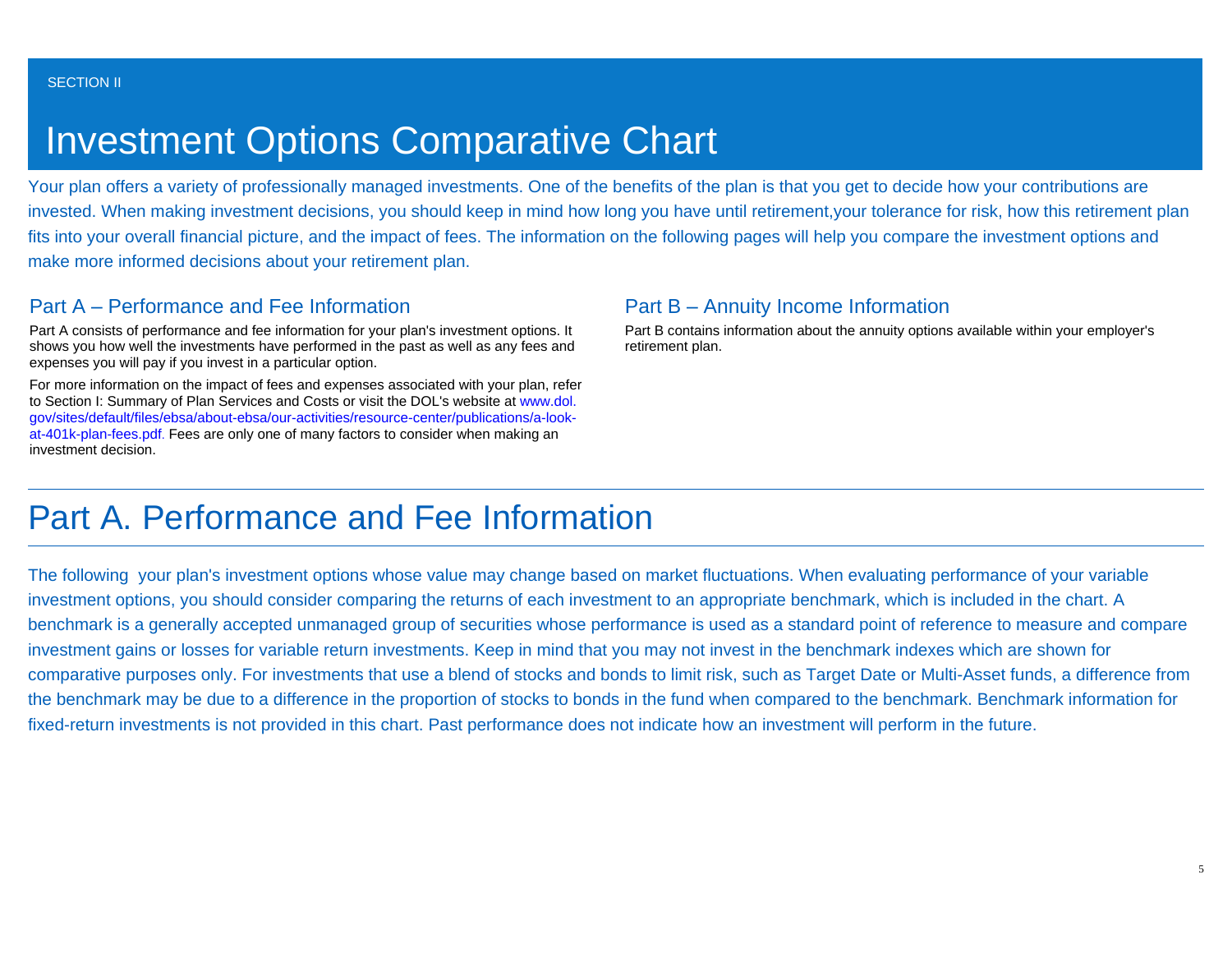SECTION II

# Investment Options Comparative Chart

Your plan offers a variety of professionally managed investments. One of the benefits of the plan is that you get to decide how your contributions are invested. When making investment decisions, you should keep in mind how long you have until retirement,your tolerance for risk, how this retirement plan fits into your overall financial picture, and the impact of fees. The information on the following pages will help you compare the investment options and make more informed decisions about your retirement plan.

### Part A – Performance and Fee Information

Part A consists of performance and fee information for your plan's investment options. It shows you how well the investments have performed in the past as well as any fees and expenses you will pay if you invest in a particular option.

For more information on the impact of fees and expenses associated with your plan, refer to Section I: Summary of Plan Services and Costs or visit the DOL's website at www.dol.gov/sites/default/files/ebsa/about-ebsa/our-activities/resource-center/publications/a-look-at-401k-plan-fees.pdf. Fees are only one of many factors to consider when making an investment decision.

### Part B – Annuity Income Information

Part B contains information about the annuity options available within your employer's retirement plan.

## Part A. Performance and Fee Information

The following  your plan's investment options whose value may change based on market fluctuations. When evaluating performance of your variable investment options, you should consider comparing the returns of each investment to an appropriate benchmark, which is included in the chart. A benchmark is a generally accepted unmanaged group of securities whose performance is used as a standard point of reference to measure and compare investment gains or losses for variable return investments. Keep in mind that you may not invest in the benchmark indexes which are shown for comparative purposes only. For investments that use a blend of stocks and bonds to limit risk, such as Target Date or Multi-Asset funds, a difference from the benchmark may be due to a difference in the proportion of stocks to bonds in the fund when compared to the benchmark. Benchmark information for fixed-return investments is not provided in this chart. Past performance does not indicate how an investment will perform in the future.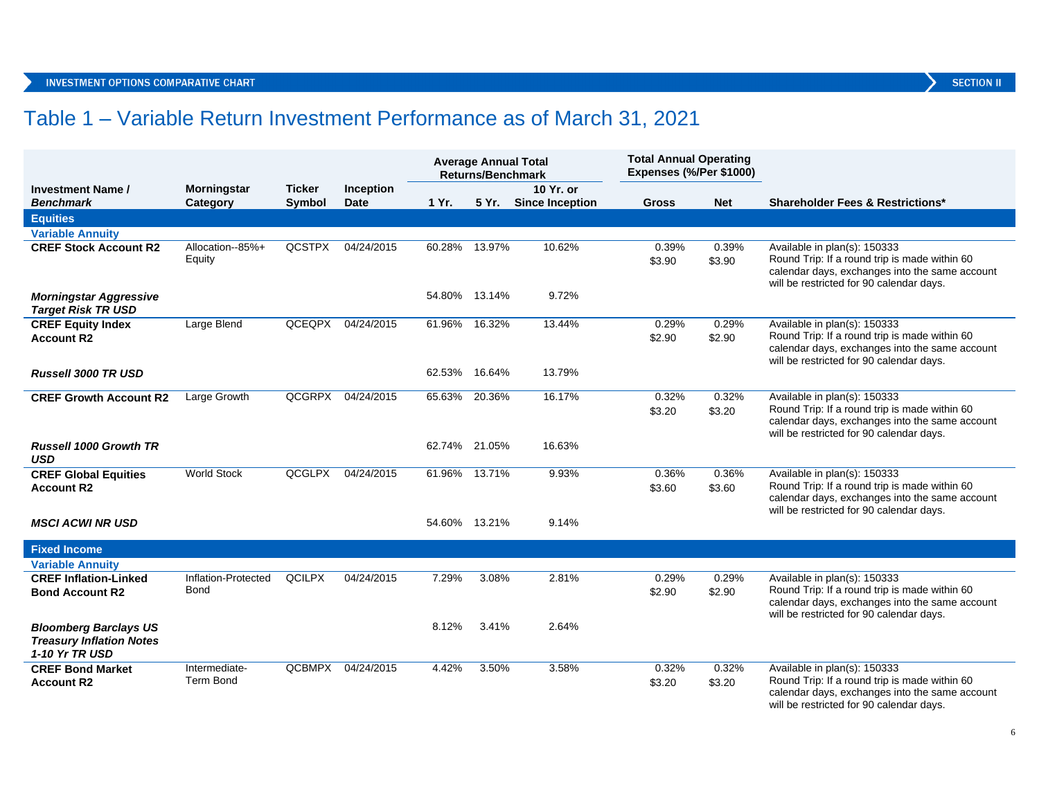INVESTMENT OPTIONS COMPARATIVE CHART — SECTION II

# Table 1 – Variable Return Investment Performance as of March 31, 2021

| Investment Name / *Benchmark* | Morningstar Category | Ticker Symbol | Inception Date | Average Annual Total Returns/Benchmark 1 Yr. | 5 Yr. | 10 Yr. or Since Inception | Total Annual Operating Expenses (%/Per $1000) Gross | Net | Shareholder Fees & Restrictions* |
|---|---|---|---|---|---|---|---|---|---|
| **Equities** | | | | | | | | | |
| **Variable Annuity** | | | | | | | | | |
| **CREF Stock Account R2** | Allocation--85%+ Equity | QCSTPX | 04/24/2015 | 60.28% | 13.97% | 10.62% | 0.39% $3.90 | 0.39% $3.90 | Available in plan(s): 150333 Round Trip: If a round trip is made within 60 calendar days, exchanges into the same account will be restricted for 90 calendar days. |
| ***Morningstar Aggressive Target Risk TR USD*** | | | | 54.80% | 13.14% | 9.72% | | | |
| **CREF Equity Index Account R2** | Large Blend | QCEQPX | 04/24/2015 | 61.96% | 16.32% | 13.44% | 0.29% $2.90 | 0.29% $2.90 | Available in plan(s): 150333 Round Trip: If a round trip is made within 60 calendar days, exchanges into the same account will be restricted for 90 calendar days. |
| ***Russell 3000 TR USD*** | | | | 62.53% | 16.64% | 13.79% | | | |
| **CREF Growth Account R2** | Large Growth | QCGRPX | 04/24/2015 | 65.63% | 20.36% | 16.17% | 0.32% $3.20 | 0.32% $3.20 | Available in plan(s): 150333 Round Trip: If a round trip is made within 60 calendar days, exchanges into the same account will be restricted for 90 calendar days. |
| ***Russell 1000 Growth TR USD*** | | | | 62.74% | 21.05% | 16.63% | | | |
| **CREF Global Equities Account R2** | World Stock | QCGLPX | 04/24/2015 | 61.96% | 13.71% | 9.93% | 0.36% $3.60 | 0.36% $3.60 | Available in plan(s): 150333 Round Trip: If a round trip is made within 60 calendar days, exchanges into the same account will be restricted for 90 calendar days. |
| ***MSCI ACWI NR USD*** | | | | 54.60% | 13.21% | 9.14% | | | |
| **Fixed Income** | | | | | | | | | |
| **Variable Annuity** | | | | | | | | | |
| **CREF Inflation-Linked Bond Account R2** | Inflation-Protected Bond | QCILPX | 04/24/2015 | 7.29% | 3.08% | 2.81% | 0.29% $2.90 | 0.29% $2.90 | Available in plan(s): 150333 Round Trip: If a round trip is made within 60 calendar days, exchanges into the same account will be restricted for 90 calendar days. |
| ***Bloomberg Barclays US Treasury Inflation Notes 1-10 Yr TR USD*** | | | | 8.12% | 3.41% | 2.64% | | | |
| **CREF Bond Market Account R2** | Intermediate-Term Bond | QCBMPX | 04/24/2015 | 4.42% | 3.50% | 3.58% | 0.32% $3.20 | 0.32% $3.20 | Available in plan(s): 150333 Round Trip: If a round trip is made within 60 calendar days, exchanges into the same account will be restricted for 90 calendar days. |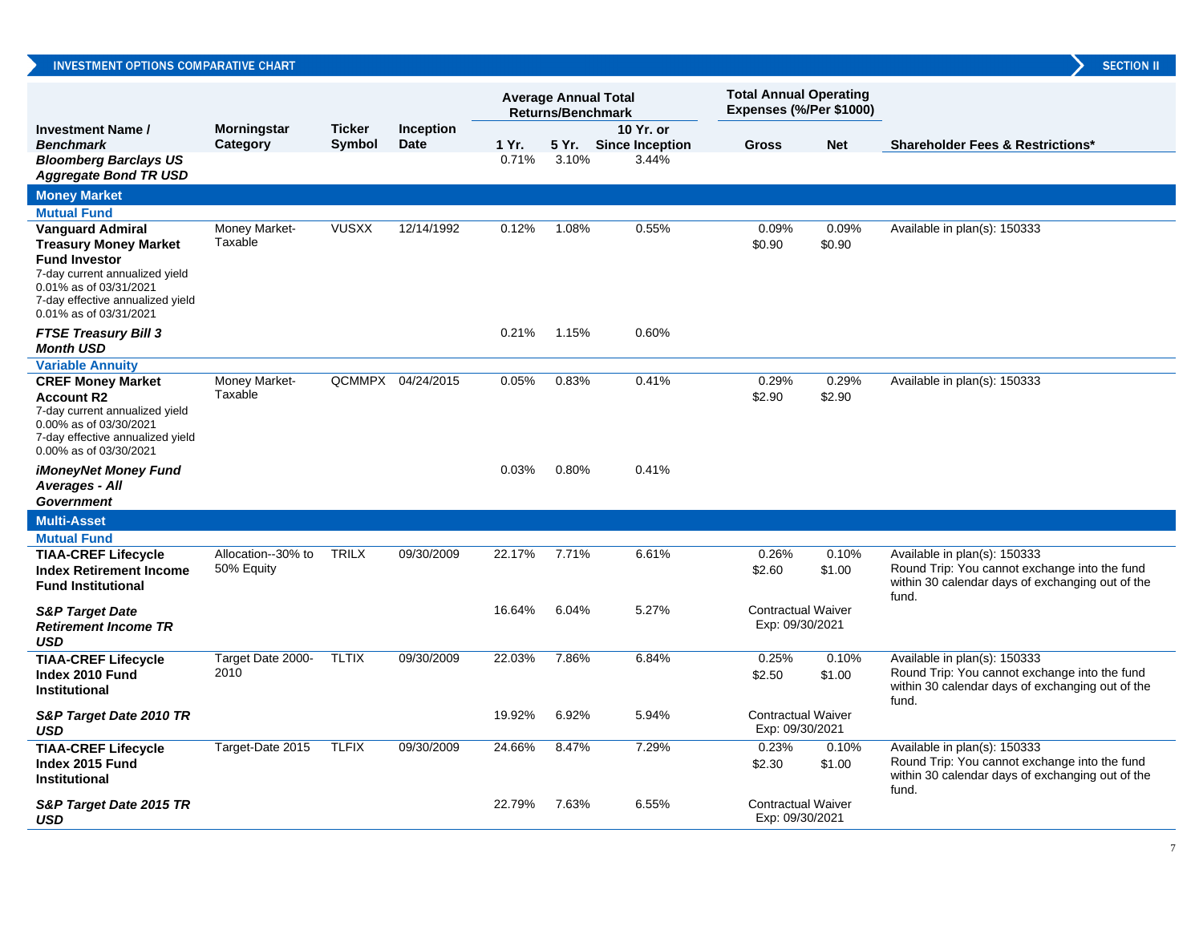## INVESTMENT OPTIONS COMPARATIVE CHART

| Investment Name / Benchmark | Morningstar Category | Ticker Symbol | Inception Date | Average Annual Total Returns/Benchmark 1 Yr. | 5 Yr. | 10 Yr. or Since Inception | Total Annual Operating Expenses (%/Per $1000) Gross | Net | Shareholder Fees & Restrictions* |
|---|---|---|---|---|---|---|---|---|---|
| ***Bloomberg Barclays US Aggregate Bond TR USD*** | | | | 0.71% | 3.10% | 3.44% | | | |
| **Money Market** | | | | | | | | | |
| **Mutual Fund** | | | | | | | | | |
| **Vanguard Admiral Treasury Money Market Fund Investor** 7-day current annualized yield 0.01% as of 03/31/2021 7-day effective annualized yield 0.01% as of 03/31/2021 | Money Market-Taxable | VUSXX | 12/14/1992 | 0.12% | 1.08% | 0.55% | 0.09% $0.90 | 0.09% $0.90 | Available in plan(s): 150333 |
| ***FTSE Treasury Bill 3 Month USD*** | | | | 0.21% | 1.15% | 0.60% | | | |
| **Variable Annuity** | | | | | | | | | |
| **CREF Money Market Account R2** 7-day current annualized yield 0.00% as of 03/30/2021 7-day effective annualized yield 0.00% as of 03/30/2021 | Money Market-Taxable | QCMMPX | 04/24/2015 | 0.05% | 0.83% | 0.41% | 0.29% $2.90 | 0.29% $2.90 | Available in plan(s): 150333 |
| ***iMoneyNet Money Fund Averages - All Government*** | | | | 0.03% | 0.80% | 0.41% | | | |
| **Multi-Asset** | | | | | | | | | |
| **Mutual Fund** | | | | | | | | | |
| **TIAA-CREF Lifecycle Index Retirement Income Fund Institutional** | Allocation--30% to 50% Equity | TRILX | 09/30/2009 | 22.17% | 7.71% | 6.61% | 0.26% $2.60 | 0.10% $1.00 | Available in plan(s): 150333 Round Trip: You cannot exchange into the fund within 30 calendar days of exchanging out of the fund. |
| ***S&P Target Date Retirement Income TR USD*** | | | | 16.64% | 6.04% | 5.27% | Contractual Waiver Exp: 09/30/2021 | | |
| **TIAA-CREF Lifecycle Index 2010 Fund Institutional** | Target Date 2000-2010 | TLTIX | 09/30/2009 | 22.03% | 7.86% | 6.84% | 0.25% $2.50 | 0.10% $1.00 | Available in plan(s): 150333 Round Trip: You cannot exchange into the fund within 30 calendar days of exchanging out of the fund. |
| ***S&P Target Date 2010 TR USD*** | | | | 19.92% | 6.92% | 5.94% | Contractual Waiver Exp: 09/30/2021 | | |
| **TIAA-CREF Lifecycle Index 2015 Fund Institutional** | Target-Date 2015 | TLFIX | 09/30/2009 | 24.66% | 8.47% | 7.29% | 0.23% $2.30 | 0.10% $1.00 | Available in plan(s): 150333 Round Trip: You cannot exchange into the fund within 30 calendar days of exchanging out of the fund. |
| ***S&P Target Date 2015 TR USD*** | | | | 22.79% | 7.63% | 6.55% | Contractual Waiver Exp: 09/30/2021 | | |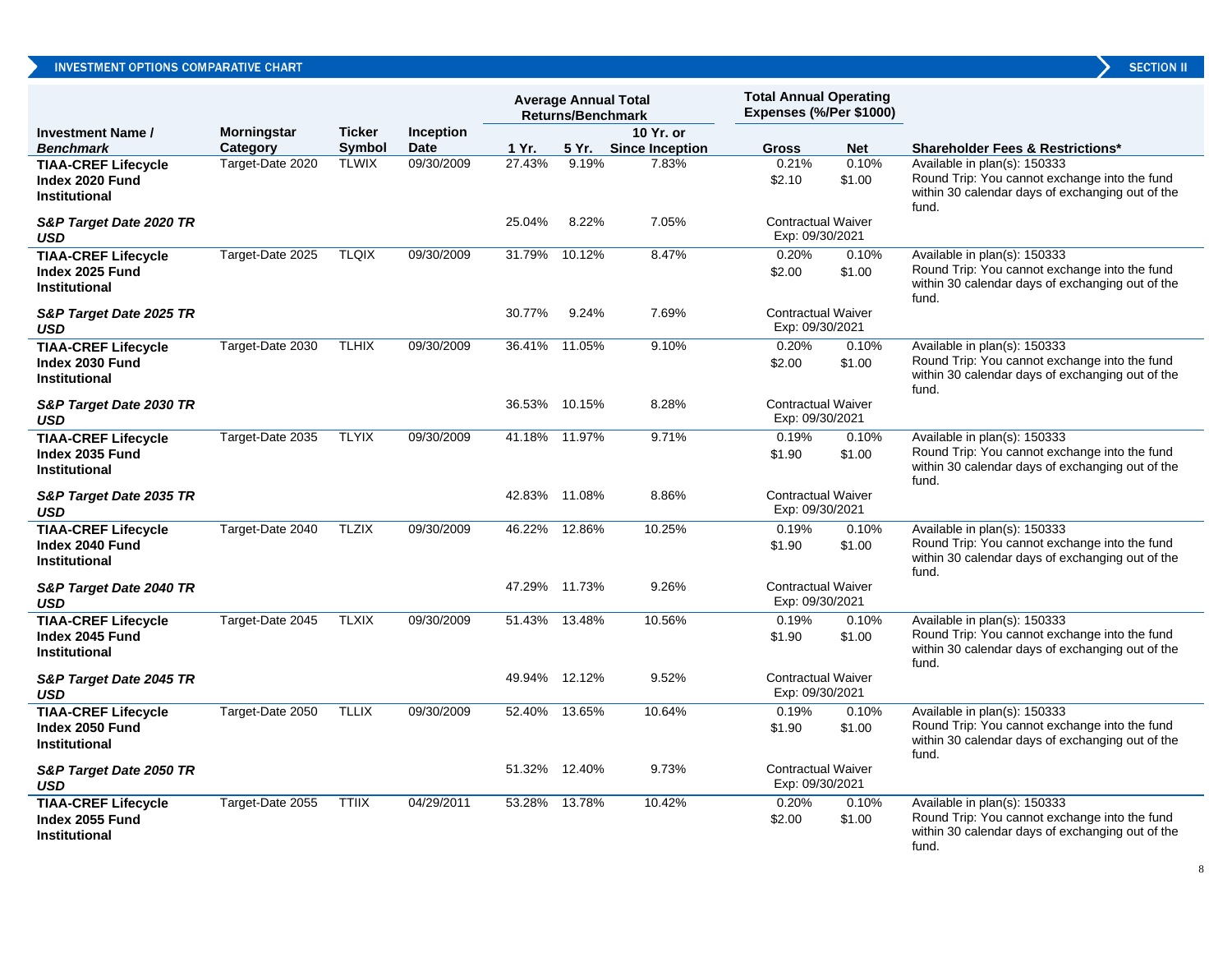INVESTMENT OPTIONS COMPARATIVE CHART | SECTION II

| Investment Name / *Benchmark* | Morningstar Category | Ticker Symbol | Inception Date | Average Annual Total Returns/Benchmark | | | Total Annual Operating Expenses (%/Per $1000) | | Shareholder Fees & Restrictions* |
|---|---|---|---|---|---|---|---|---|---|
| | | | | 1 Yr. | 5 Yr. | 10 Yr. or Since Inception | Gross | Net | |
| **TIAA-CREF Lifecycle Index 2020 Fund Institutional** | Target-Date 2020 | TLWIX | 09/30/2009 | 27.43% | 9.19% | 7.83% | 0.21%<br>$2.10 | 0.10%<br>$1.00 | Available in plan(s): 150333<br>Round Trip: You cannot exchange into the fund within 30 calendar days of exchanging out of the fund. |
| ***S&P Target Date 2020 TR USD*** | | | | 25.04% | 8.22% | 7.05% | Contractual Waiver Exp: 09/30/2021 | | |
| **TIAA-CREF Lifecycle Index 2025 Fund Institutional** | Target-Date 2025 | TLQIX | 09/30/2009 | 31.79% | 10.12% | 8.47% | 0.20%<br>$2.00 | 0.10%<br>$1.00 | Available in plan(s): 150333<br>Round Trip: You cannot exchange into the fund within 30 calendar days of exchanging out of the fund. |
| ***S&P Target Date 2025 TR USD*** | | | | 30.77% | 9.24% | 7.69% | Contractual Waiver Exp: 09/30/2021 | | |
| **TIAA-CREF Lifecycle Index 2030 Fund Institutional** | Target-Date 2030 | TLHIX | 09/30/2009 | 36.41% | 11.05% | 9.10% | 0.20%<br>$2.00 | 0.10%<br>$1.00 | Available in plan(s): 150333<br>Round Trip: You cannot exchange into the fund within 30 calendar days of exchanging out of the fund. |
| ***S&P Target Date 2030 TR USD*** | | | | 36.53% | 10.15% | 8.28% | Contractual Waiver Exp: 09/30/2021 | | |
| **TIAA-CREF Lifecycle Index 2035 Fund Institutional** | Target-Date 2035 | TLYIX | 09/30/2009 | 41.18% | 11.97% | 9.71% | 0.19%<br>$1.90 | 0.10%<br>$1.00 | Available in plan(s): 150333<br>Round Trip: You cannot exchange into the fund within 30 calendar days of exchanging out of the fund. |
| ***S&P Target Date 2035 TR USD*** | | | | 42.83% | 11.08% | 8.86% | Contractual Waiver Exp: 09/30/2021 | | |
| **TIAA-CREF Lifecycle Index 2040 Fund Institutional** | Target-Date 2040 | TLZIX | 09/30/2009 | 46.22% | 12.86% | 10.25% | 0.19%<br>$1.90 | 0.10%<br>$1.00 | Available in plan(s): 150333<br>Round Trip: You cannot exchange into the fund within 30 calendar days of exchanging out of the fund. |
| ***S&P Target Date 2040 TR USD*** | | | | 47.29% | 11.73% | 9.26% | Contractual Waiver Exp: 09/30/2021 | | |
| **TIAA-CREF Lifecycle Index 2045 Fund Institutional** | Target-Date 2045 | TLXIX | 09/30/2009 | 51.43% | 13.48% | 10.56% | 0.19%<br>$1.90 | 0.10%<br>$1.00 | Available in plan(s): 150333<br>Round Trip: You cannot exchange into the fund within 30 calendar days of exchanging out of the fund. |
| ***S&P Target Date 2045 TR USD*** | | | | 49.94% | 12.12% | 9.52% | Contractual Waiver Exp: 09/30/2021 | | |
| **TIAA-CREF Lifecycle Index 2050 Fund Institutional** | Target-Date 2050 | TLLIX | 09/30/2009 | 52.40% | 13.65% | 10.64% | 0.19%<br>$1.90 | 0.10%<br>$1.00 | Available in plan(s): 150333<br>Round Trip: You cannot exchange into the fund within 30 calendar days of exchanging out of the fund. |
| ***S&P Target Date 2050 TR USD*** | | | | 51.32% | 12.40% | 9.73% | Contractual Waiver Exp: 09/30/2021 | | |
| **TIAA-CREF Lifecycle Index 2055 Fund Institutional** | Target-Date 2055 | TTIIX | 04/29/2011 | 53.28% | 13.78% | 10.42% | 0.20%<br>$2.00 | 0.10%<br>$1.00 | Available in plan(s): 150333<br>Round Trip: You cannot exchange into the fund within 30 calendar days of exchanging out of the fund. |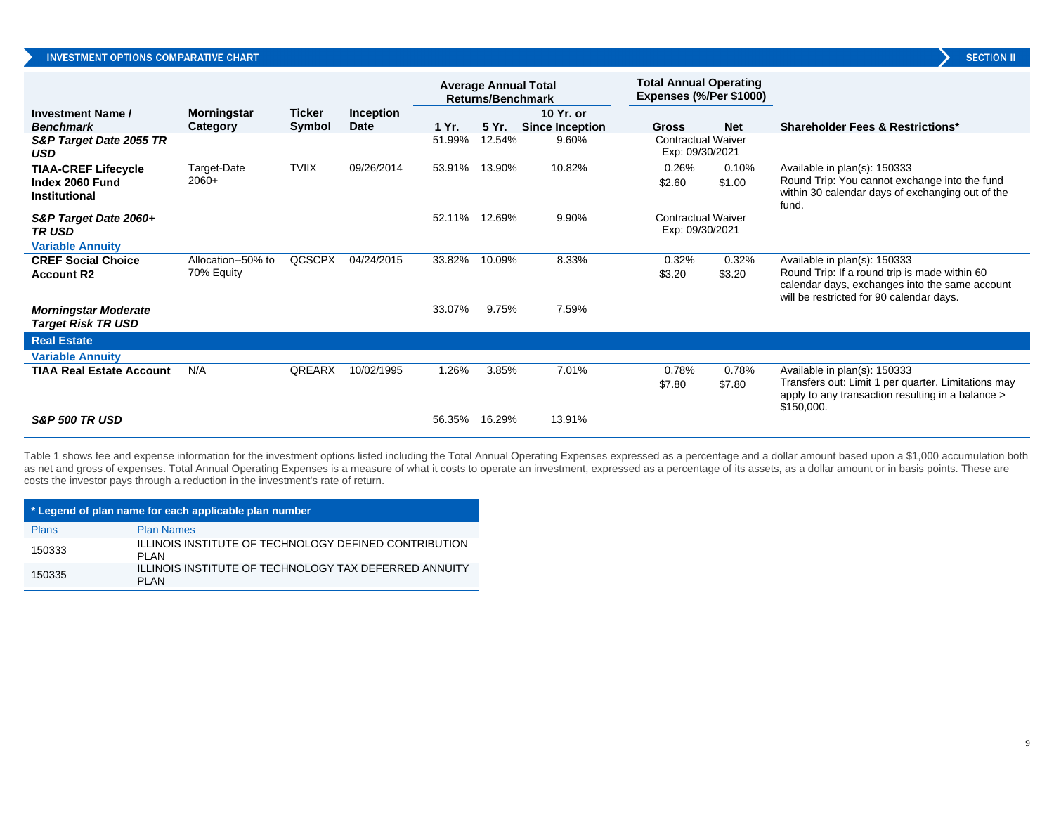## INVESTMENT OPTIONS COMPARATIVE CHART

SECTION II

| Investment Name / *Benchmark* | Morningstar Category | Ticker Symbol | Inception Date | Average Annual Total Returns/Benchmark | | | Total Annual Operating Expenses (%/Per $1000) | | Shareholder Fees & Restrictions* |
|---|---|---|---|---|---|---|---|---|---|
| | | | | 1 Yr. | 5 Yr. | 10 Yr. or Since Inception | Gross | Net | |
| ***S&P Target Date 2055 TR USD*** | | | | 51.99% | 12.54% | 9.60% | Contractual Waiver Exp: 09/30/2021 | | |
| **TIAA-CREF Lifecycle Index 2060 Fund Institutional** | Target-Date 2060+ | TVIIX | 09/26/2014 | 53.91% | 13.90% | 10.82% | 0.26% $2.60 | 0.10% $1.00 | Available in plan(s): 150333 Round Trip: You cannot exchange into the fund within 30 calendar days of exchanging out of the fund. |
| ***S&P Target Date 2060+ TR USD*** | | | | 52.11% | 12.69% | 9.90% | Contractual Waiver Exp: 09/30/2021 | | |
| **Variable Annuity** | | | | | | | | | |
| **CREF Social Choice Account R2** | Allocation--50% to 70% Equity | QCSCPX | 04/24/2015 | 33.82% | 10.09% | 8.33% | 0.32% $3.20 | 0.32% $3.20 | Available in plan(s): 150333 Round Trip: If a round trip is made within 60 calendar days, exchanges into the same account will be restricted for 90 calendar days. |
| ***Morningstar Moderate Target Risk TR USD*** | | | | 33.07% | 9.75% | 7.59% | | | |
| **Real Estate** | | | | | | | | | |
| **Variable Annuity** | | | | | | | | | |
| **TIAA Real Estate Account** | N/A | QREARX | 10/02/1995 | 1.26% | 3.85% | 7.01% | 0.78% $7.80 | 0.78% $7.80 | Available in plan(s): 150333 Transfers out: Limit 1 per quarter. Limitations may apply to any transaction resulting in a balance > $150,000. |
| ***S&P 500 TR USD*** | | | | 56.35% | 16.29% | 13.91% | | | |

Table 1 shows fee and expense information for the investment options listed including the Total Annual Operating Expenses expressed as a percentage and a dollar amount based upon a $1,000 accumulation both as net and gross of expenses. Total Annual Operating Expenses is a measure of what it costs to operate an investment, expressed as a percentage of its assets, as a dollar amount or in basis points. These are costs the investor pays through a reduction in the investment's rate of return.

| * Legend of plan name for each applicable plan number | |
|---|---|
| Plans | Plan Names |
| 150333 | ILLINOIS INSTITUTE OF TECHNOLOGY DEFINED CONTRIBUTION PLAN |
| 150335 | ILLINOIS INSTITUTE OF TECHNOLOGY TAX DEFERRED ANNUITY PLAN |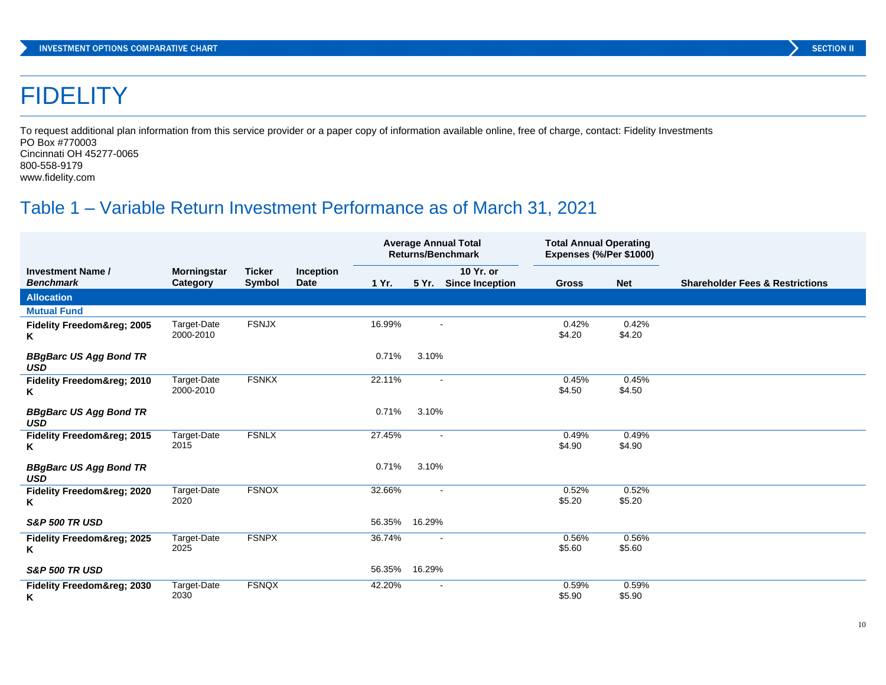# FIDELITY

To request additional plan information from this service provider or a paper copy of information available online, free of charge, contact: Fidelity Investments
PO Box #770003
Cincinnati OH 45277-0065
800-558-9179
www.fidelity.com

## Table 1 – Variable Return Investment Performance as of March 31, 2021

| Investment Name / *Benchmark* | Morningstar Category | Ticker Symbol | Inception Date | Average Annual Total Returns/Benchmark | | | Total Annual Operating Expenses (%/Per $1000) | | Shareholder Fees & Restrictions |
|---|---|---|---|---|---|---|---|---|---|
| | | | | 1 Yr. | 5 Yr. | 10 Yr. or Since Inception | Gross | Net | |
| **Allocation** | | | | | | | | | |
| **Mutual Fund** | | | | | | | | | |
| **Fidelity Freedom&reg; 2005 K** | Target-Date 2000-2010 | FSNJX | | 16.99% | - | | 0.42% $4.20 | 0.42% $4.20 | |
| ***BBgBarc US Agg Bond TR USD*** | | | | 0.71% | 3.10% | | | | |
| **Fidelity Freedom&reg; 2010 K** | Target-Date 2000-2010 | FSNKX | | 22.11% | - | | 0.45% $4.50 | 0.45% $4.50 | |
| ***BBgBarc US Agg Bond TR USD*** | | | | 0.71% | 3.10% | | | | |
| **Fidelity Freedom&reg; 2015 K** | Target-Date 2015 | FSNLX | | 27.45% | - | | 0.49% $4.90 | 0.49% $4.90 | |
| ***BBgBarc US Agg Bond TR USD*** | | | | 0.71% | 3.10% | | | | |
| **Fidelity Freedom&reg; 2020 K** | Target-Date 2020 | FSNOX | | 32.66% | - | | 0.52% $5.20 | 0.52% $5.20 | |
| ***S&P 500 TR USD*** | | | | 56.35% | 16.29% | | | | |
| **Fidelity Freedom&reg; 2025 K** | Target-Date 2025 | FSNPX | | 36.74% | - | | 0.56% $5.60 | 0.56% $5.60 | |
| ***S&P 500 TR USD*** | | | | 56.35% | 16.29% | | | | |
| **Fidelity Freedom&reg; 2030 K** | Target-Date 2030 | FSNQX | | 42.20% | - | | 0.59% $5.90 | 0.59% $5.90 | |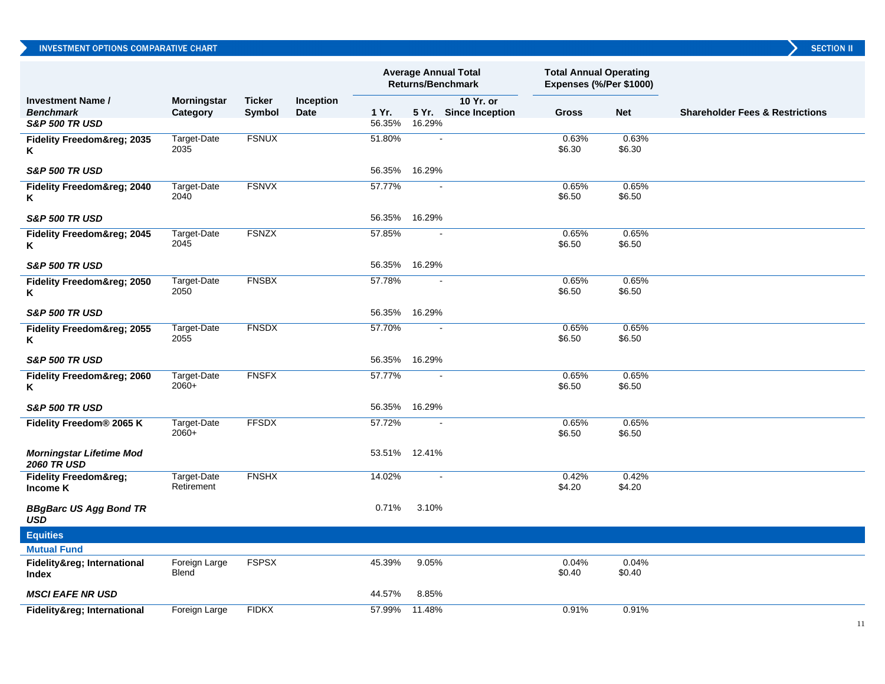## INVESTMENT OPTIONS COMPARATIVE CHART

SECTION II

| Investment Name / *Benchmark* | Morningstar Category | Ticker Symbol | Inception Date | Average Annual Total Returns/Benchmark 1 Yr. | 5 Yr. | 10 Yr. or Since Inception | Total Annual Operating Expenses (%/Per $1000) Gross | Net | Shareholder Fees & Restrictions |
|---|---|---|---|---|---|---|---|---|---|
| ***S&P 500 TR USD*** | | | | 56.35% | 16.29% | | | | |
| **Fidelity Freedom&reg; 2035 K** | Target-Date 2035 | FSNUX | | 51.80% | - | | 0.63% $6.30 | 0.63% $6.30 | |
| ***S&P 500 TR USD*** | | | | 56.35% | 16.29% | | | | |
| **Fidelity Freedom&reg; 2040 K** | Target-Date 2040 | FSNVX | | 57.77% | - | | 0.65% $6.50 | 0.65% $6.50 | |
| ***S&P 500 TR USD*** | | | | 56.35% | 16.29% | | | | |
| **Fidelity Freedom&reg; 2045 K** | Target-Date 2045 | FSNZX | | 57.85% | - | | 0.65% $6.50 | 0.65% $6.50 | |
| ***S&P 500 TR USD*** | | | | 56.35% | 16.29% | | | | |
| **Fidelity Freedom&reg; 2050 K** | Target-Date 2050 | FNSBX | | 57.78% | - | | 0.65% $6.50 | 0.65% $6.50 | |
| ***S&P 500 TR USD*** | | | | 56.35% | 16.29% | | | | |
| **Fidelity Freedom&reg; 2055 K** | Target-Date 2055 | FNSDX | | 57.70% | - | | 0.65% $6.50 | 0.65% $6.50 | |
| ***S&P 500 TR USD*** | | | | 56.35% | 16.29% | | | | |
| **Fidelity Freedom&reg; 2060 K** | Target-Date 2060+ | FNSFX | | 57.77% | - | | 0.65% $6.50 | 0.65% $6.50 | |
| ***S&P 500 TR USD*** | | | | 56.35% | 16.29% | | | | |
| **Fidelity Freedom® 2065 K** | Target-Date 2060+ | FFSDX | | 57.72% | - | | 0.65% $6.50 | 0.65% $6.50 | |
| ***Morningstar Lifetime Mod 2060 TR USD*** | | | | 53.51% | 12.41% | | | | |
| **Fidelity Freedom&reg; Income K** | Target-Date Retirement | FNSHX | | 14.02% | - | | 0.42% $4.20 | 0.42% $4.20 | |
| ***BBgBarc US Agg Bond TR USD*** | | | | 0.71% | 3.10% | | | | |
| **Equities** | | | | | | | | | |
| **Mutual Fund** | | | | | | | | | |
| **Fidelity&reg; International Index** | Foreign Large Blend | FSPSX | | 45.39% | 9.05% | | 0.04% $0.40 | 0.04% $0.40 | |
| ***MSCI EAFE NR USD*** | | | | 44.57% | 8.85% | | | | |
| **Fidelity&reg; International** | Foreign Large | FIDKX | | 57.99% | 11.48% | | 0.91% | 0.91% | |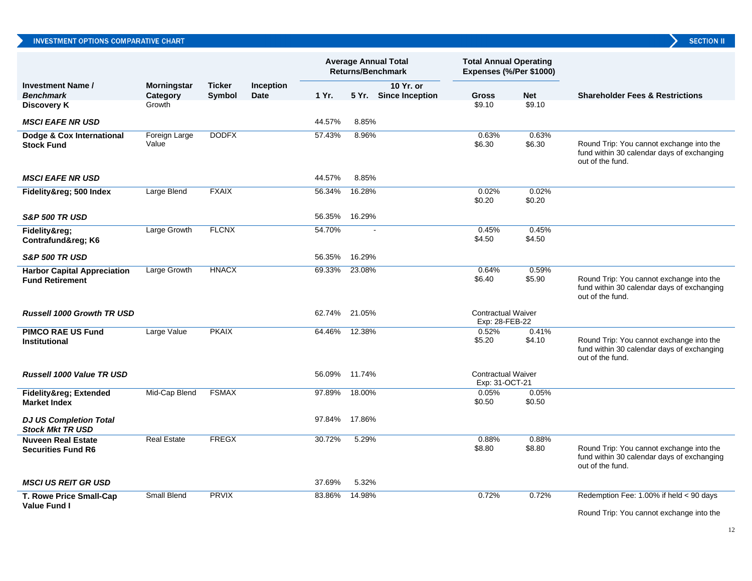INVESTMENT OPTIONS COMPARATIVE CHART — SECTION II

| Investment Name / *Benchmark* | Morningstar Category | Ticker Symbol | Inception Date | Average Annual Total Returns/Benchmark | | | Total Annual Operating Expenses (%/Per $1000) | | Shareholder Fees & Restrictions |
|---|---|---|---|---|---|---|---|---|---|
| | | | | 1 Yr. | 5 Yr. | 10 Yr. or Since Inception | Gross | Net | |
| **Discovery K** | Growth | | | | | | $9.10 | $9.10 | |
| ***MSCI EAFE NR USD*** | | | | 44.57% | 8.85% | | | | |
| **Dodge & Cox International Stock Fund** | Foreign Large Value | DODFX | | 57.43% | 8.96% | | 0.63% $6.30 | 0.63% $6.30 | Round Trip: You cannot exchange into the fund within 30 calendar days of exchanging out of the fund. |
| ***MSCI EAFE NR USD*** | | | | 44.57% | 8.85% | | | | |
| **Fidelity&reg; 500 Index** | Large Blend | FXAIX | | 56.34% | 16.28% | | 0.02% $0.20 | 0.02% $0.20 | |
| ***S&P 500 TR USD*** | | | | 56.35% | 16.29% | | | | |
| **Fidelity&reg; Contrafund&reg; K6** | Large Growth | FLCNX | | 54.70% | - | | 0.45% $4.50 | 0.45% $4.50 | |
| ***S&P 500 TR USD*** | | | | 56.35% | 16.29% | | | | |
| **Harbor Capital Appreciation Fund Retirement** | Large Growth | HNACX | | 69.33% | 23.08% | | 0.64% $6.40 | 0.59% $5.90 | Round Trip: You cannot exchange into the fund within 30 calendar days of exchanging out of the fund. |
| ***Russell 1000 Growth TR USD*** | | | | 62.74% | 21.05% | | Contractual Waiver Exp: 28-FEB-22 | | |
| **PIMCO RAE US Fund Institutional** | Large Value | PKAIX | | 64.46% | 12.38% | | 0.52% $5.20 | 0.41% $4.10 | Round Trip: You cannot exchange into the fund within 30 calendar days of exchanging out of the fund. |
| ***Russell 1000 Value TR USD*** | | | | 56.09% | 11.74% | | Contractual Waiver Exp: 31-OCT-21 | | |
| **Fidelity&reg; Extended Market Index** | Mid-Cap Blend | FSMAX | | 97.89% | 18.00% | | 0.05% $0.50 | 0.05% $0.50 | |
| ***DJ US Completion Total Stock Mkt TR USD*** | | | | 97.84% | 17.86% | | | | |
| **Nuveen Real Estate Securities Fund R6** | Real Estate | FREGX | | 30.72% | 5.29% | | 0.88% $8.80 | 0.88% $8.80 | Round Trip: You cannot exchange into the fund within 30 calendar days of exchanging out of the fund. |
| ***MSCI US REIT GR USD*** | | | | 37.69% | 5.32% | | | | |
| **T. Rowe Price Small-Cap Value Fund I** | Small Blend | PRVIX | | 83.86% | 14.98% | | 0.72% | 0.72% | Redemption Fee: 1.00% if held < 90 days<br><br>Round Trip: You cannot exchange into the |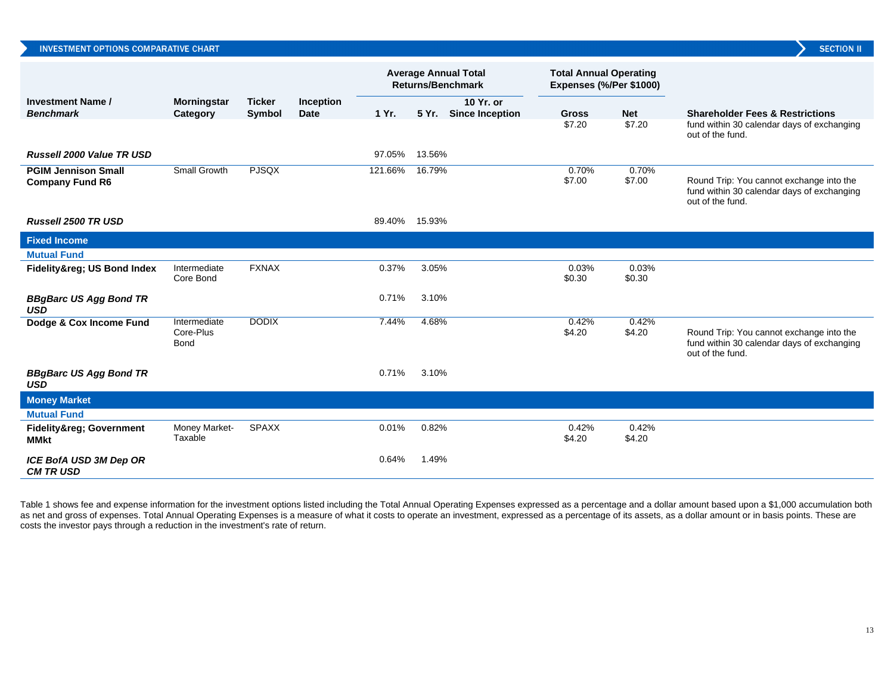## INVESTMENT OPTIONS COMPARATIVE CHART — SECTION II

| Investment Name / *Benchmark* | Morningstar Category | Ticker Symbol | Inception Date | Average Annual Total Returns/Benchmark | | | Total Annual Operating Expenses (%/Per $1000) | | Shareholder Fees & Restrictions |
|---|---|---|---|---|---|---|---|---|---|
| | | | | 1 Yr. | 5 Yr. | 10 Yr. or Since Inception | Gross | Net | |
| | | | | | | | $7.20 | $7.20 | fund within 30 calendar days of exchanging out of the fund. |
| ***Russell 2000 Value TR USD*** | | | | 97.05% | 13.56% | | | | |
| **PGIM Jennison Small Company Fund R6** | Small Growth | PJSQX | | 121.66% | 16.79% | | 0.70% $7.00 | 0.70% $7.00 | Round Trip: You cannot exchange into the fund within 30 calendar days of exchanging out of the fund. |
| ***Russell 2500 TR USD*** | | | | 89.40% | 15.93% | | | | |
| **Fixed Income** | | | | | | | | | |
| **Mutual Fund** | | | | | | | | | |
| **Fidelity&reg; US Bond Index** | Intermediate Core Bond | FXNAX | | 0.37% | 3.05% | | 0.03% $0.30 | 0.03% $0.30 | |
| ***BBgBarc US Agg Bond TR USD*** | | | | 0.71% | 3.10% | | | | |
| **Dodge & Cox Income Fund** | Intermediate Core-Plus Bond | DODIX | | 7.44% | 4.68% | | 0.42% $4.20 | 0.42% $4.20 | Round Trip: You cannot exchange into the fund within 30 calendar days of exchanging out of the fund. |
| ***BBgBarc US Agg Bond TR USD*** | | | | 0.71% | 3.10% | | | | |
| **Money Market** | | | | | | | | | |
| **Mutual Fund** | | | | | | | | | |
| **Fidelity&reg; Government MMkt** | Money Market-Taxable | SPAXX | | 0.01% | 0.82% | | 0.42% $4.20 | 0.42% $4.20 | |
| ***ICE BofA USD 3M Dep OR CM TR USD*** | | | | 0.64% | 1.49% | | | | |

Table 1 shows fee and expense information for the investment options listed including the Total Annual Operating Expenses expressed as a percentage and a dollar amount based upon a $1,000 accumulation both as net and gross of expenses. Total Annual Operating Expenses is a measure of what it costs to operate an investment, expressed as a percentage of its assets, as a dollar amount or in basis points. These are costs the investor pays through a reduction in the investment's rate of return.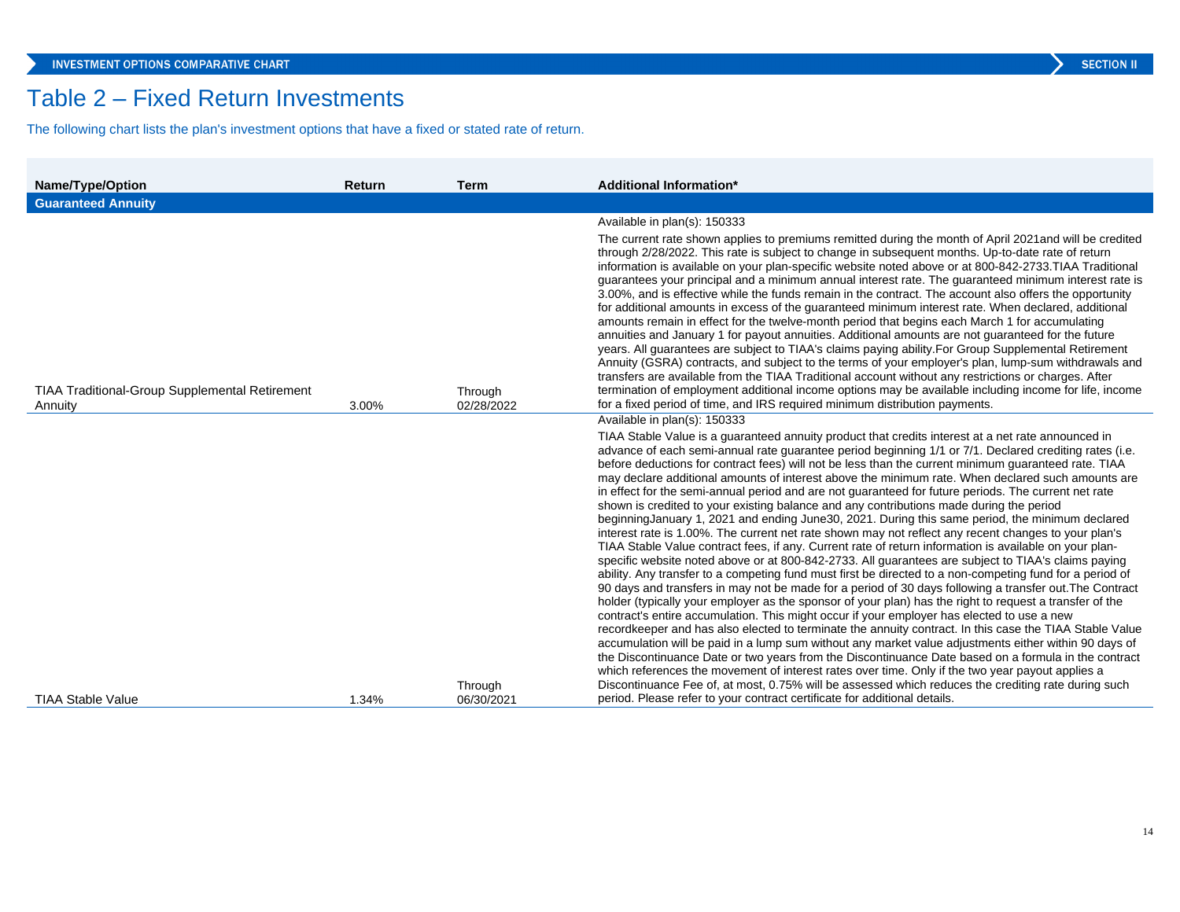# Table 2 – Fixed Return Investments

The following chart lists the plan's investment options that have a fixed or stated rate of return.

| Name/Type/Option | Return | Term | Additional Information* |
|---|---|---|---|
| **Guaranteed Annuity** | | | |
| TIAA Traditional-Group Supplemental Retirement Annuity | 3.00% | Through 02/28/2022 | Available in plan(s): 150333<br><br>The current rate shown applies to premiums remitted during the month of April 2021and will be credited through 2/28/2022. This rate is subject to change in subsequent months. Up-to-date rate of return information is available on your plan-specific website noted above or at 800-842-2733.TIAA Traditional guarantees your principal and a minimum annual interest rate. The guaranteed minimum interest rate is 3.00%, and is effective while the funds remain in the contract. The account also offers the opportunity for additional amounts in excess of the guaranteed minimum interest rate. When declared, additional amounts remain in effect for the twelve-month period that begins each March 1 for accumulating annuities and January 1 for payout annuities. Additional amounts are not guaranteed for the future years. All guarantees are subject to TIAA's claims paying ability.For Group Supplemental Retirement Annuity (GSRA) contracts, and subject to the terms of your employer's plan, lump-sum withdrawals and transfers are available from the TIAA Traditional account without any restrictions or charges. After termination of employment additional income options may be available including income for life, income for a fixed period of time, and IRS required minimum distribution payments. |
| TIAA Stable Value | 1.34% | Through 06/30/2021 | Available in plan(s): 150333<br><br>TIAA Stable Value is a guaranteed annuity product that credits interest at a net rate announced in advance of each semi-annual rate guarantee period beginning 1/1 or 7/1. Declared crediting rates (i.e. before deductions for contract fees) will not be less than the current minimum guaranteed rate. TIAA may declare additional amounts of interest above the minimum rate. When declared such amounts are in effect for the semi-annual period and are not guaranteed for future periods. The current net rate shown is credited to your existing balance and any contributions made during the period beginningJanuary 1, 2021 and ending June30, 2021. During this same period, the minimum declared interest rate is 1.00%. The current net rate shown may not reflect any recent changes to your plan's TIAA Stable Value contract fees, if any. Current rate of return information is available on your plan-specific website noted above or at 800-842-2733. All guarantees are subject to TIAA's claims paying ability. Any transfer to a competing fund must first be directed to a non-competing fund for a period of 90 days and transfers in may not be made for a period of 30 days following a transfer out.The Contract holder (typically your employer as the sponsor of your plan) has the right to request a transfer of the contract's entire accumulation. This might occur if your employer has elected to use a new recordkeeper and has also elected to terminate the annuity contract. In this case the TIAA Stable Value accumulation will be paid in a lump sum without any market value adjustments either within 90 days of the Discontinuance Date or two years from the Discontinuance Date based on a formula in the contract which references the movement of interest rates over time. Only if the two year payout applies a Discontinuance Fee of, at most, 0.75% will be assessed which reduces the crediting rate during such period. Please refer to your contract certificate for additional details. |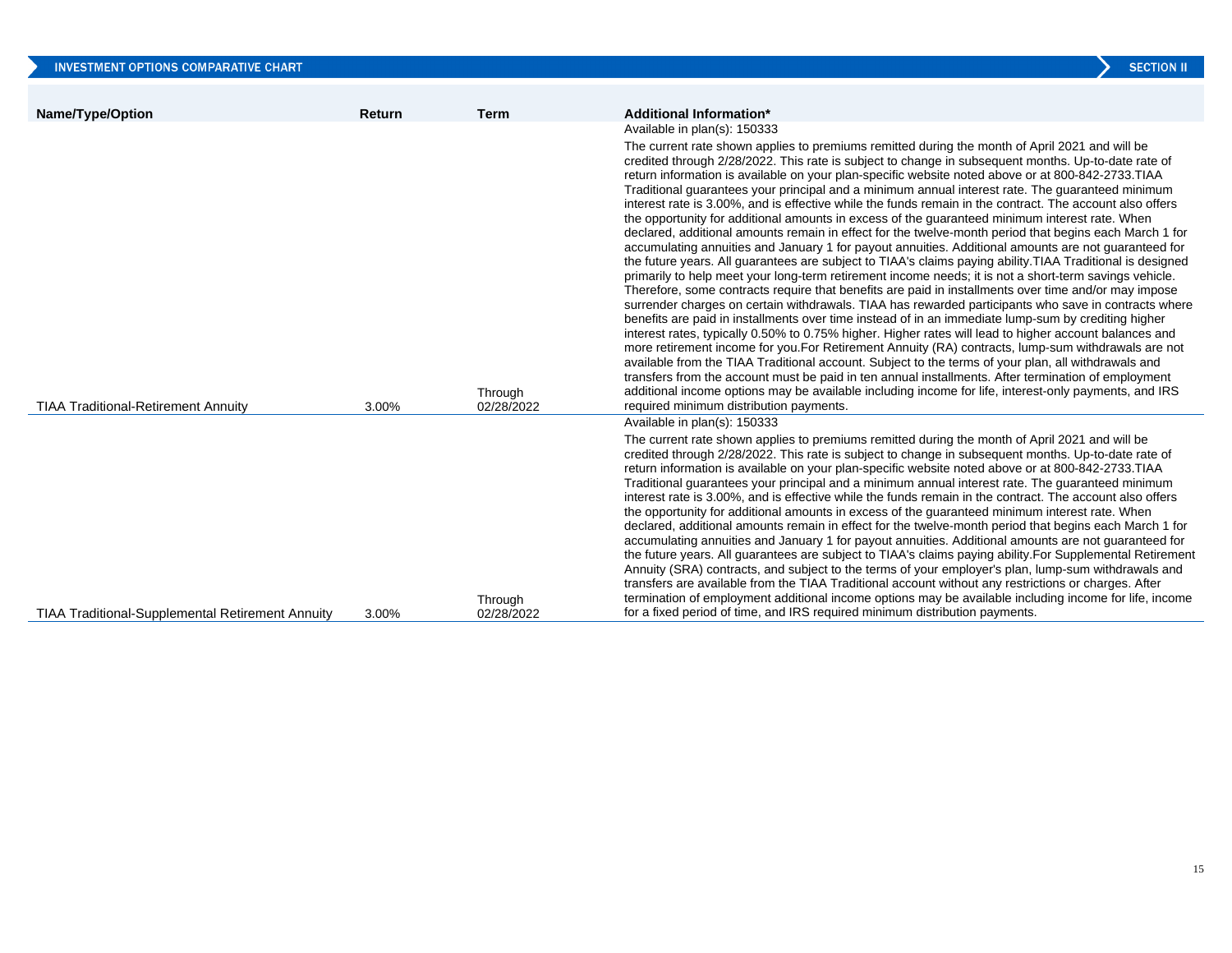| Name/Type/Option | Return | Term | Additional Information* |
|---|---|---|---|
| TIAA Traditional-Retirement Annuity | 3.00% | Through 02/28/2022 | Available in plan(s): 150333<br><br>The current rate shown applies to premiums remitted during the month of April 2021 and will be credited through 2/28/2022. This rate is subject to change in subsequent months. Up-to-date rate of return information is available on your plan-specific website noted above or at 800-842-2733.TIAA Traditional guarantees your principal and a minimum annual interest rate. The guaranteed minimum interest rate is 3.00%, and is effective while the funds remain in the contract. The account also offers the opportunity for additional amounts in excess of the guaranteed minimum interest rate. When declared, additional amounts remain in effect for the twelve-month period that begins each March 1 for accumulating annuities and January 1 for payout annuities. Additional amounts are not guaranteed for the future years. All guarantees are subject to TIAA's claims paying ability.TIAA Traditional is designed primarily to help meet your long-term retirement income needs; it is not a short-term savings vehicle. Therefore, some contracts require that benefits are paid in installments over time and/or may impose surrender charges on certain withdrawals. TIAA has rewarded participants who save in contracts where benefits are paid in installments over time instead of in an immediate lump-sum by crediting higher interest rates, typically 0.50% to 0.75% higher. Higher rates will lead to higher account balances and more retirement income for you.For Retirement Annuity (RA) contracts, lump-sum withdrawals are not available from the TIAA Traditional account. Subject to the terms of your plan, all withdrawals and transfers from the account must be paid in ten annual installments. After termination of employment additional income options may be available including income for life, interest-only payments, and IRS required minimum distribution payments. |
| TIAA Traditional-Supplemental Retirement Annuity | 3.00% | Through 02/28/2022 | Available in plan(s): 150333<br><br>The current rate shown applies to premiums remitted during the month of April 2021 and will be credited through 2/28/2022. This rate is subject to change in subsequent months. Up-to-date rate of return information is available on your plan-specific website noted above or at 800-842-2733.TIAA Traditional guarantees your principal and a minimum annual interest rate. The guaranteed minimum interest rate is 3.00%, and is effective while the funds remain in the contract. The account also offers the opportunity for additional amounts in excess of the guaranteed minimum interest rate. When declared, additional amounts remain in effect for the twelve-month period that begins each March 1 for accumulating annuities and January 1 for payout annuities. Additional amounts are not guaranteed for the future years. All guarantees are subject to TIAA's claims paying ability.For Supplemental Retirement Annuity (SRA) contracts, and subject to the terms of your employer's plan, lump-sum withdrawals and transfers are available from the TIAA Traditional account without any restrictions or charges. After termination of employment additional income options may be available including income for life, income for a fixed period of time, and IRS required minimum distribution payments. |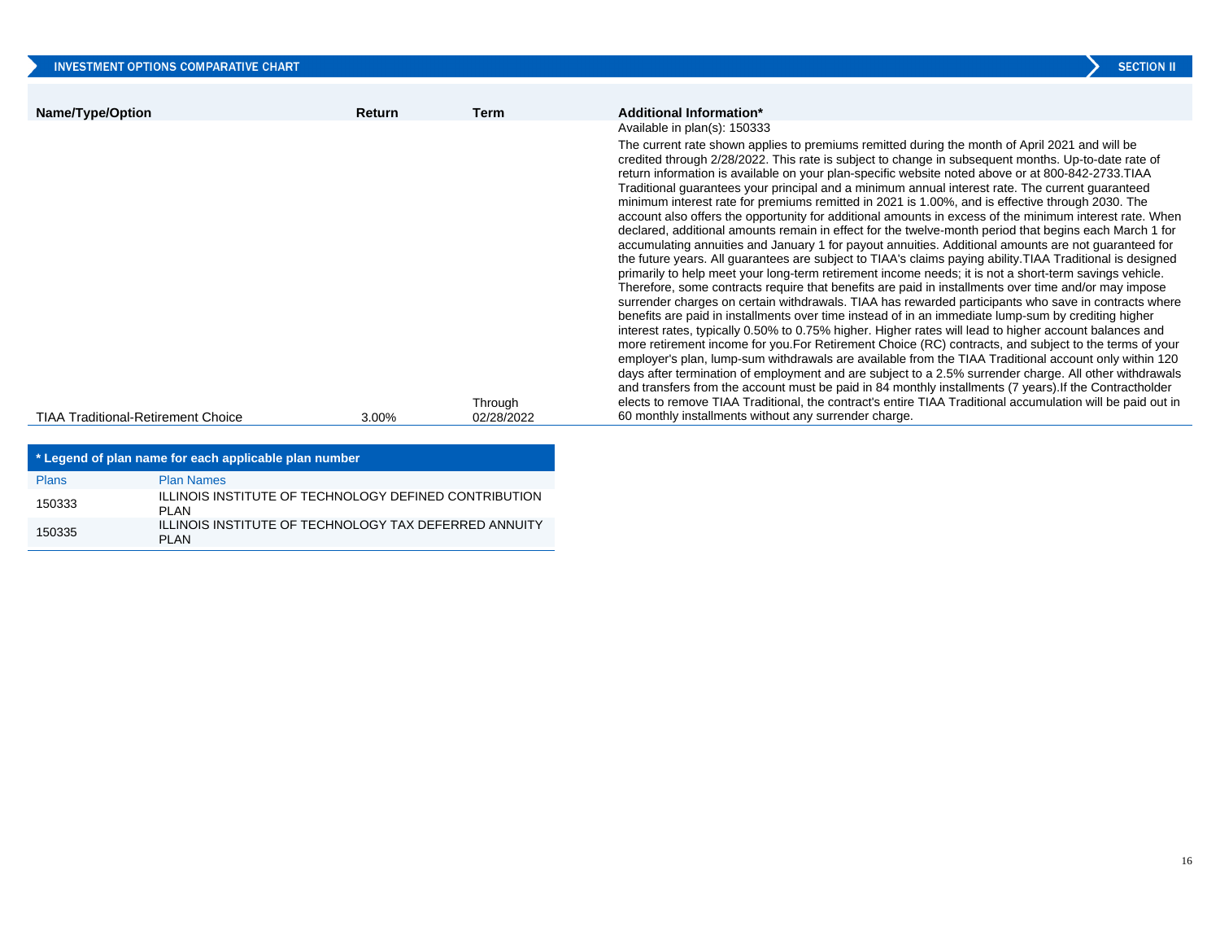## INVESTMENT OPTIONS COMPARATIVE CHART

SECTION II

| Name/Type/Option | Return | Term | Additional Information* |
|---|---|---|---|
| TIAA Traditional-Retirement Choice | 3.00% | Through 02/28/2022 | Available in plan(s): 150333<br><br>The current rate shown applies to premiums remitted during the month of April 2021 and will be credited through 2/28/2022. This rate is subject to change in subsequent months. Up-to-date rate of return information is available on your plan-specific website noted above or at 800-842-2733.TIAA Traditional guarantees your principal and a minimum annual interest rate. The current guaranteed minimum interest rate for premiums remitted in 2021 is 1.00%, and is effective through 2030. The account also offers the opportunity for additional amounts in excess of the minimum interest rate. When declared, additional amounts remain in effect for the twelve-month period that begins each March 1 for accumulating annuities and January 1 for payout annuities. Additional amounts are not guaranteed for the future years. All guarantees are subject to TIAA's claims paying ability.TIAA Traditional is designed primarily to help meet your long-term retirement income needs; it is not a short-term savings vehicle. Therefore, some contracts require that benefits are paid in installments over time and/or may impose surrender charges on certain withdrawals. TIAA has rewarded participants who save in contracts where benefits are paid in installments over time instead of in an immediate lump-sum by crediting higher interest rates, typically 0.50% to 0.75% higher. Higher rates will lead to higher account balances and more retirement income for you.For Retirement Choice (RC) contracts, and subject to the terms of your employer's plan, lump-sum withdrawals are available from the TIAA Traditional account only within 120 days after termination of employment and are subject to a 2.5% surrender charge. All other withdrawals and transfers from the account must be paid in 84 monthly installments (7 years).If the Contractholder elects to remove TIAA Traditional, the contract's entire TIAA Traditional accumulation will be paid out in 60 monthly installments without any surrender charge. |

**\* Legend of plan name for each applicable plan number**

| Plans | Plan Names |
|---|---|
| 150333 | ILLINOIS INSTITUTE OF TECHNOLOGY DEFINED CONTRIBUTION PLAN |
| 150335 | ILLINOIS INSTITUTE OF TECHNOLOGY TAX DEFERRED ANNUITY PLAN |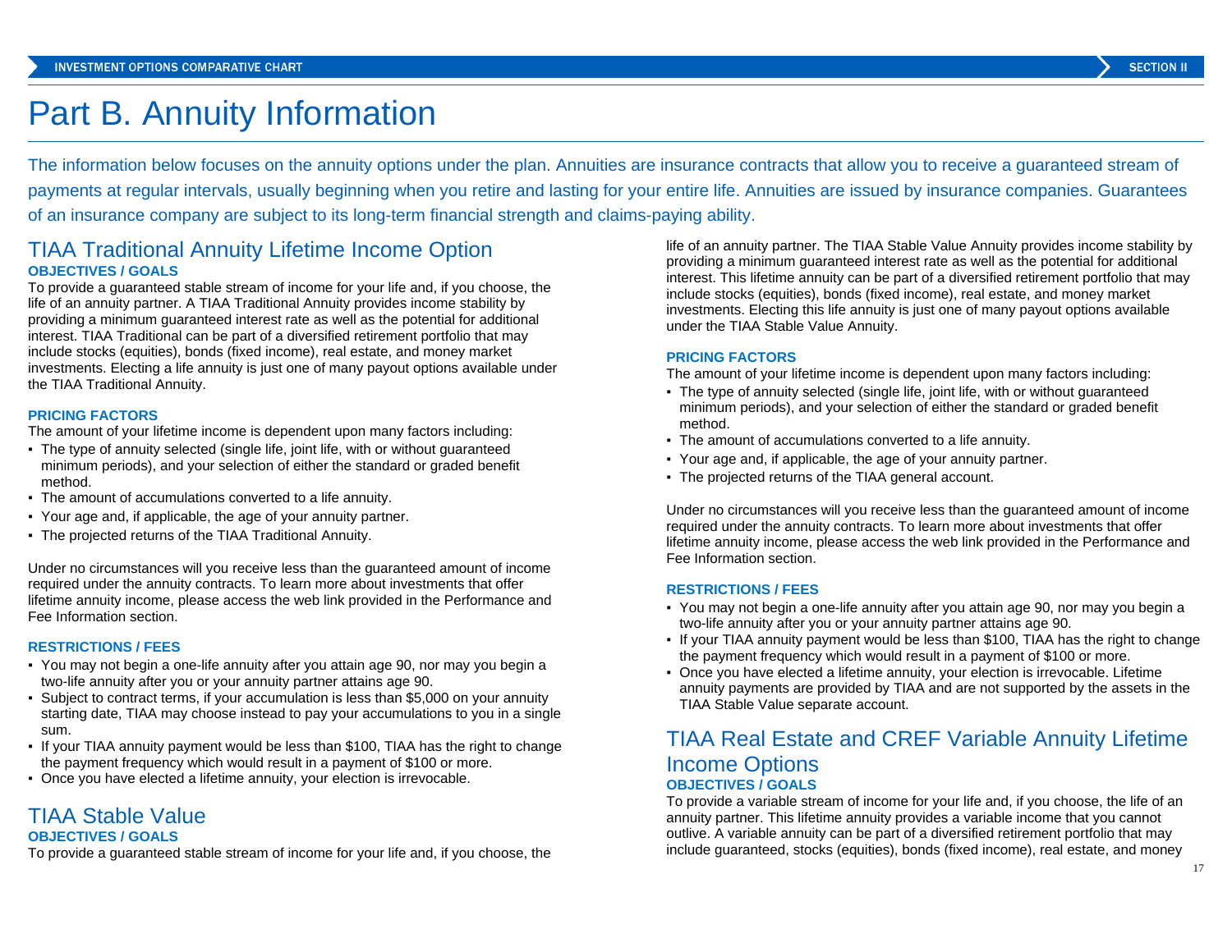# Part B. Annuity Information

The information below focuses on the annuity options under the plan. Annuities are insurance contracts that allow you to receive a guaranteed stream of payments at regular intervals, usually beginning when you retire and lasting for your entire life. Annuities are issued by insurance companies. Guarantees of an insurance company are subject to its long-term financial strength and claims-paying ability.

## TIAA Traditional Annuity Lifetime Income Option

**OBJECTIVES / GOALS**

To provide a guaranteed stable stream of income for your life and, if you choose, the life of an annuity partner. A TIAA Traditional Annuity provides income stability by providing a minimum guaranteed interest rate as well as the potential for additional interest. TIAA Traditional can be part of a diversified retirement portfolio that may include stocks (equities), bonds (fixed income), real estate, and money market investments. Electing a life annuity is just one of many payout options available under the TIAA Traditional Annuity.

**PRICING FACTORS**

The amount of your lifetime income is dependent upon many factors including:

- The type of annuity selected (single life, joint life, with or without guaranteed minimum periods), and your selection of either the standard or graded benefit method.
- The amount of accumulations converted to a life annuity.
- Your age and, if applicable, the age of your annuity partner.
- The projected returns of the TIAA Traditional Annuity.

Under no circumstances will you receive less than the guaranteed amount of income required under the annuity contracts. To learn more about investments that offer lifetime annuity income, please access the web link provided in the Performance and Fee Information section.

**RESTRICTIONS / FEES**

- You may not begin a one-life annuity after you attain age 90, nor may you begin a two-life annuity after you or your annuity partner attains age 90.
- Subject to contract terms, if your accumulation is less than $5,000 on your annuity starting date, TIAA may choose instead to pay your accumulations to you in a single sum.
- If your TIAA annuity payment would be less than $100, TIAA has the right to change the payment frequency which would result in a payment of $100 or more.
- Once you have elected a lifetime annuity, your election is irrevocable.

## TIAA Stable Value

**OBJECTIVES / GOALS**

To provide a guaranteed stable stream of income for your life and, if you choose, the life of an annuity partner. The TIAA Stable Value Annuity provides income stability by providing a minimum guaranteed interest rate as well as the potential for additional interest. This lifetime annuity can be part of a diversified retirement portfolio that may include stocks (equities), bonds (fixed income), real estate, and money market investments. Electing this life annuity is just one of many payout options available under the TIAA Stable Value Annuity.

**PRICING FACTORS**

The amount of your lifetime income is dependent upon many factors including:

- The type of annuity selected (single life, joint life, with or without guaranteed minimum periods), and your selection of either the standard or graded benefit method.
- The amount of accumulations converted to a life annuity.
- Your age and, if applicable, the age of your annuity partner.
- The projected returns of the TIAA general account.

Under no circumstances will you receive less than the guaranteed amount of income required under the annuity contracts. To learn more about investments that offer lifetime annuity income, please access the web link provided in the Performance and Fee Information section.

**RESTRICTIONS / FEES**

- You may not begin a one-life annuity after you attain age 90, nor may you begin a two-life annuity after you or your annuity partner attains age 90.
- If your TIAA annuity payment would be less than $100, TIAA has the right to change the payment frequency which would result in a payment of $100 or more.
- Once you have elected a lifetime annuity, your election is irrevocable. Lifetime annuity payments are provided by TIAA and are not supported by the assets in the TIAA Stable Value separate account.

## TIAA Real Estate and CREF Variable Annuity Lifetime Income Options

**OBJECTIVES / GOALS**

To provide a variable stream of income for your life and, if you choose, the life of an annuity partner. This lifetime annuity provides a variable income that you cannot outlive. A variable annuity can be part of a diversified retirement portfolio that may include guaranteed, stocks (equities), bonds (fixed income), real estate, and money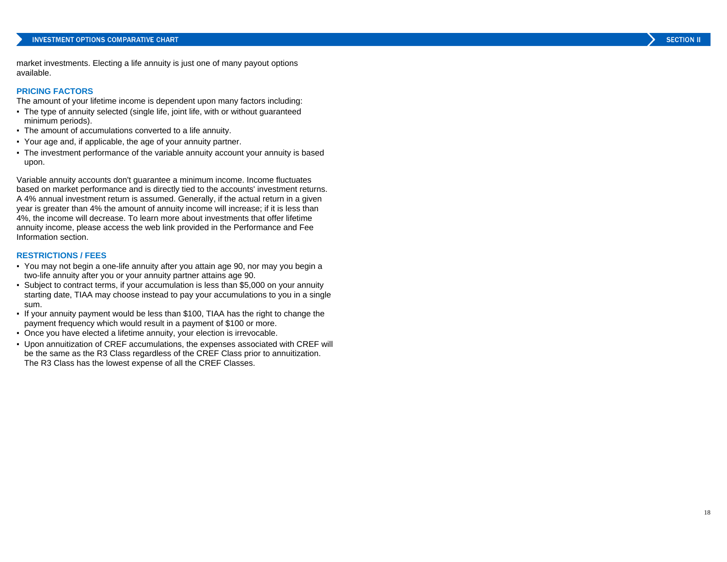market investments. Electing a life annuity is just one of many payout options available.

### PRICING FACTORS

The amount of your lifetime income is dependent upon many factors including:

- The type of annuity selected (single life, joint life, with or without guaranteed minimum periods).
- The amount of accumulations converted to a life annuity.
- Your age and, if applicable, the age of your annuity partner.
- The investment performance of the variable annuity account your annuity is based upon.

Variable annuity accounts don't guarantee a minimum income. Income fluctuates based on market performance and is directly tied to the accounts' investment returns. A 4% annual investment return is assumed. Generally, if the actual return in a given year is greater than 4% the amount of annuity income will increase; if it is less than 4%, the income will decrease. To learn more about investments that offer lifetime annuity income, please access the web link provided in the Performance and Fee Information section.

### RESTRICTIONS / FEES

- You may not begin a one-life annuity after you attain age 90, nor may you begin a two-life annuity after you or your annuity partner attains age 90.
- Subject to contract terms, if your accumulation is less than $5,000 on your annuity starting date, TIAA may choose instead to pay your accumulations to you in a single sum.
- If your annuity payment would be less than $100, TIAA has the right to change the payment frequency which would result in a payment of $100 or more.
- Once you have elected a lifetime annuity, your election is irrevocable.
- Upon annuitization of CREF accumulations, the expenses associated with CREF will be the same as the R3 Class regardless of the CREF Class prior to annuitization. The R3 Class has the lowest expense of all the CREF Classes.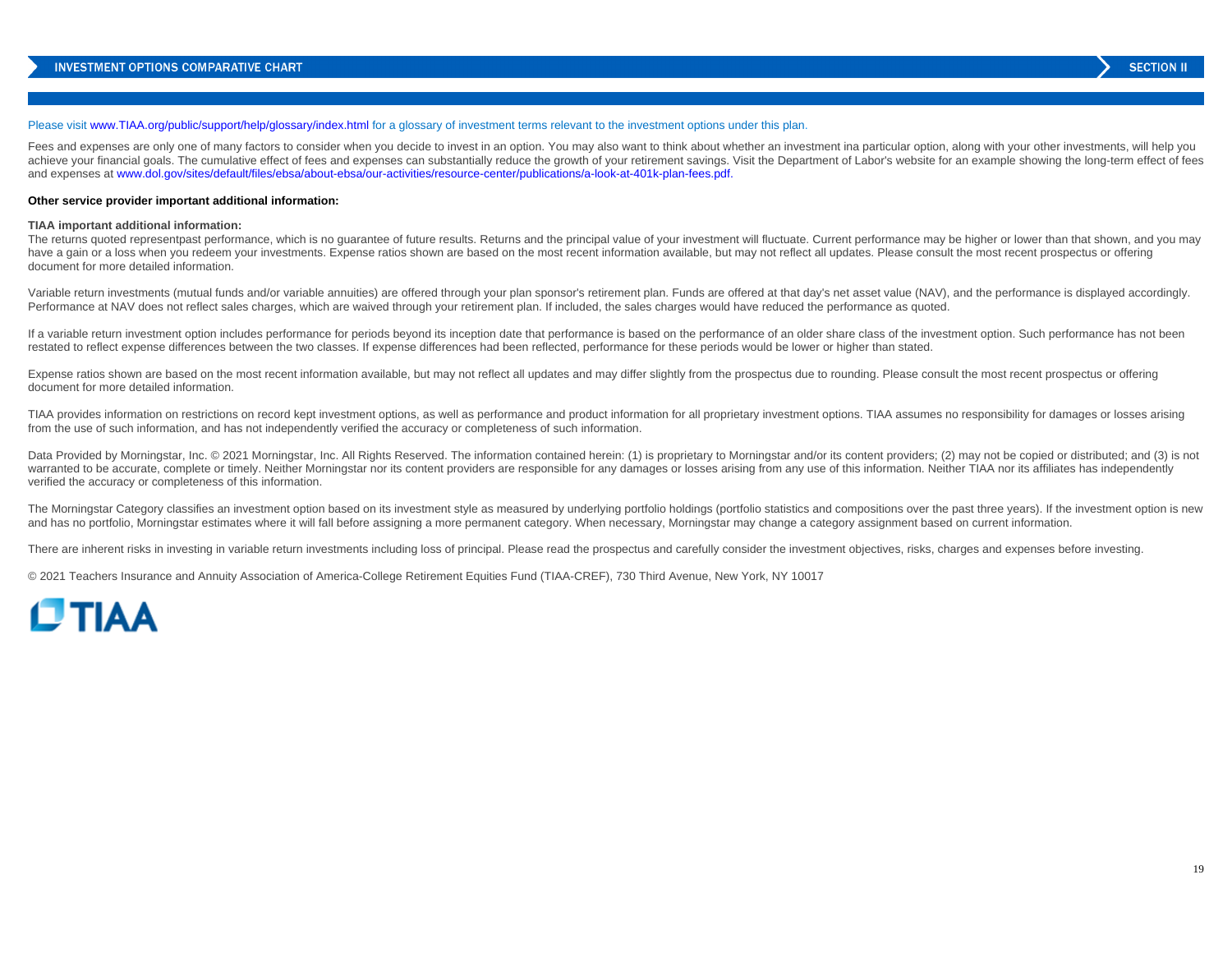Please visit www.TIAA.org/public/support/help/glossary/index.html for a glossary of investment terms relevant to the investment options under this plan.

Fees and expenses are only one of many factors to consider when you decide to invest in an option. You may also want to think about whether an investment ina particular option, along with your other investments, will help you achieve your financial goals. The cumulative effect of fees and expenses can substantially reduce the growth of your retirement savings. Visit the Department of Labor's website for an example showing the long-term effect of fees and expenses at www.dol.gov/sites/default/files/ebsa/about-ebsa/our-activities/resource-center/publications/a-look-at-401k-plan-fees.pdf.

**Other service provider important additional information:**

**TIAA important additional information:**

The returns quoted representpast performance, which is no guarantee of future results. Returns and the principal value of your investment will fluctuate. Current performance may be higher or lower than that shown, and you may have a gain or a loss when you redeem your investments. Expense ratios shown are based on the most recent information available, but may not reflect all updates. Please consult the most recent prospectus or offering document for more detailed information.

Variable return investments (mutual funds and/or variable annuities) are offered through your plan sponsor's retirement plan. Funds are offered at that day's net asset value (NAV), and the performance is displayed accordingly. Performance at NAV does not reflect sales charges, which are waived through your retirement plan. If included, the sales charges would have reduced the performance as quoted.

If a variable return investment option includes performance for periods beyond its inception date that performance is based on the performance of an older share class of the investment option. Such performance has not been restated to reflect expense differences between the two classes. If expense differences had been reflected, performance for these periods would be lower or higher than stated.

Expense ratios shown are based on the most recent information available, but may not reflect all updates and may differ slightly from the prospectus due to rounding. Please consult the most recent prospectus or offering document for more detailed information.

TIAA provides information on restrictions on record kept investment options, as well as performance and product information for all proprietary investment options. TIAA assumes no responsibility for damages or losses arising from the use of such information, and has not independently verified the accuracy or completeness of such information.

Data Provided by Morningstar, Inc. © 2021 Morningstar, Inc. All Rights Reserved. The information contained herein: (1) is proprietary to Morningstar and/or its content providers; (2) may not be copied or distributed; and (3) is not warranted to be accurate, complete or timely. Neither Morningstar nor its content providers are responsible for any damages or losses arising from any use of this information. Neither TIAA nor its affiliates has independently verified the accuracy or completeness of this information.

The Morningstar Category classifies an investment option based on its investment style as measured by underlying portfolio holdings (portfolio statistics and compositions over the past three years). If the investment option is new and has no portfolio, Morningstar estimates where it will fall before assigning a more permanent category. When necessary, Morningstar may change a category assignment based on current information.

There are inherent risks in investing in variable return investments including loss of principal. Please read the prospectus and carefully consider the investment objectives, risks, charges and expenses before investing.

© 2021 Teachers Insurance and Annuity Association of America-College Retirement Equities Fund (TIAA-CREF), 730 Third Avenue, New York, NY 10017

TIAA